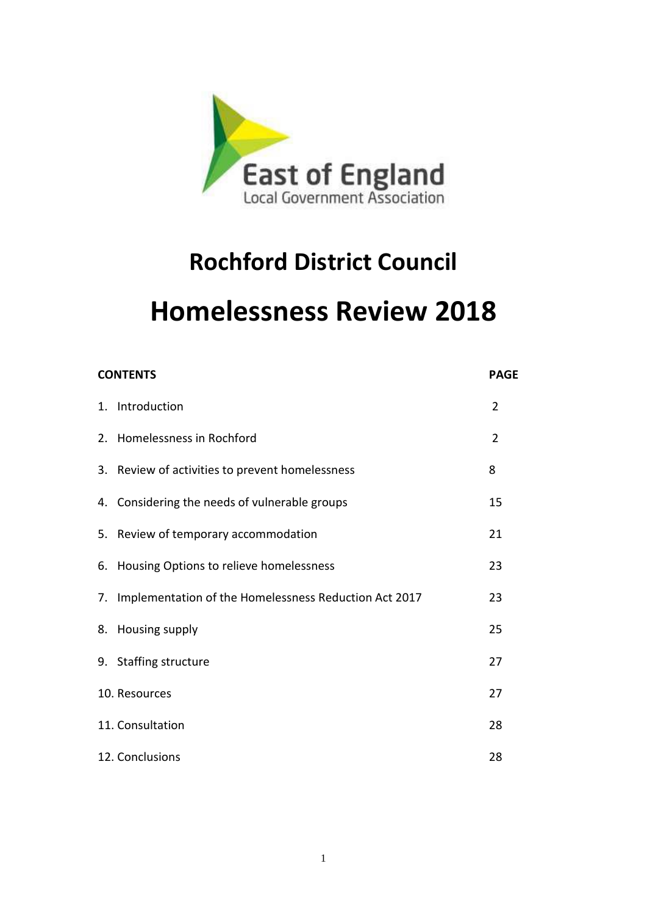East of England
Local Government Association

# Rochford District Council

# Homelessness Review 2018

| CONTENTS | PAGE |
|---|---|
| 1. Introduction | 2 |
| 2. Homelessness in Rochford | 2 |
| 3. Review of activities to prevent homelessness | 8 |
| 4. Considering the needs of vulnerable groups | 15 |
| 5. Review of temporary accommodation | 21 |
| 6. Housing Options to relieve homelessness | 23 |
| 7. Implementation of the Homelessness Reduction Act 2017 | 23 |
| 8. Housing supply | 25 |
| 9. Staffing structure | 27 |
| 10. Resources | 27 |
| 11. Consultation | 28 |
| 12. Conclusions | 28 |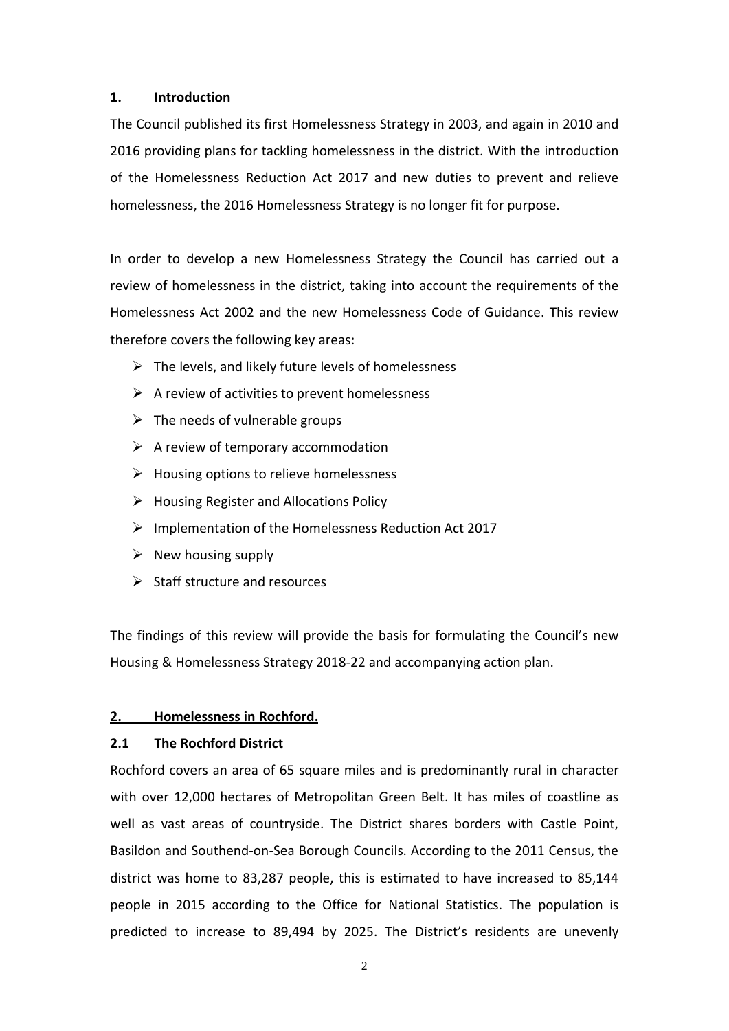## 1. Introduction

The Council published its first Homelessness Strategy in 2003, and again in 2010 and 2016 providing plans for tackling homelessness in the district. With the introduction of the Homelessness Reduction Act 2017 and new duties to prevent and relieve homelessness, the 2016 Homelessness Strategy is no longer fit for purpose.

In order to develop a new Homelessness Strategy the Council has carried out a review of homelessness in the district, taking into account the requirements of the Homelessness Act 2002 and the new Homelessness Code of Guidance. This review therefore covers the following key areas:

- The levels, and likely future levels of homelessness
- A review of activities to prevent homelessness
- The needs of vulnerable groups
- A review of temporary accommodation
- Housing options to relieve homelessness
- Housing Register and Allocations Policy
- Implementation of the Homelessness Reduction Act 2017
- New housing supply
- Staff structure and resources

The findings of this review will provide the basis for formulating the Council's new Housing & Homelessness Strategy 2018-22 and accompanying action plan.

## 2. Homelessness in Rochford.

### 2.1 The Rochford District

Rochford covers an area of 65 square miles and is predominantly rural in character with over 12,000 hectares of Metropolitan Green Belt. It has miles of coastline as well as vast areas of countryside. The District shares borders with Castle Point, Basildon and Southend-on-Sea Borough Councils. According to the 2011 Census, the district was home to 83,287 people, this is estimated to have increased to 85,144 people in 2015 according to the Office for National Statistics. The population is predicted to increase to 89,494 by 2025. The District's residents are unevenly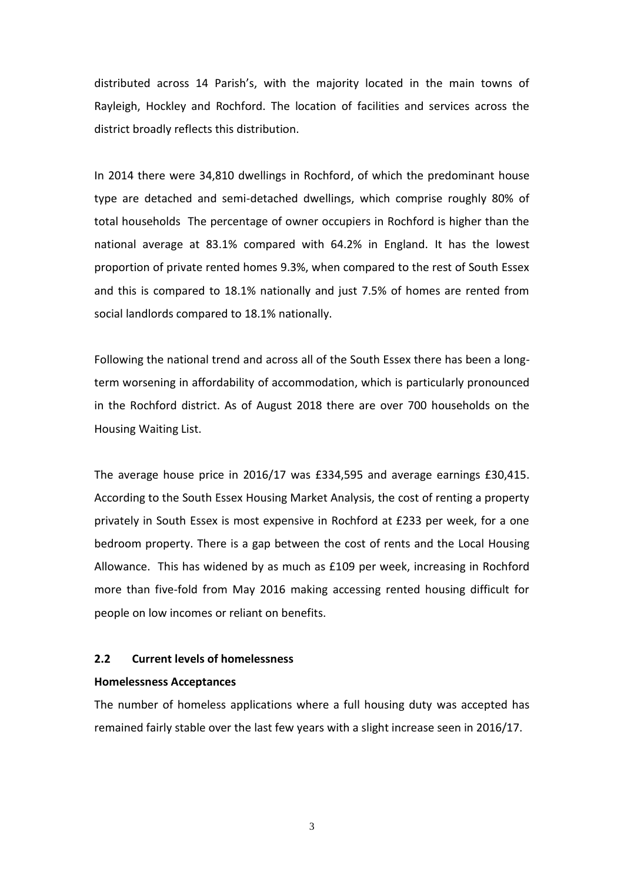distributed across 14 Parish's, with the majority located in the main towns of Rayleigh, Hockley and Rochford. The location of facilities and services across the district broadly reflects this distribution.

In 2014 there were 34,810 dwellings in Rochford, of which the predominant house type are detached and semi-detached dwellings, which comprise roughly 80% of total households The percentage of owner occupiers in Rochford is higher than the national average at 83.1% compared with 64.2% in England. It has the lowest proportion of private rented homes 9.3%, when compared to the rest of South Essex and this is compared to 18.1% nationally and just 7.5% of homes are rented from social landlords compared to 18.1% nationally.

Following the national trend and across all of the South Essex there has been a long-term worsening in affordability of accommodation, which is particularly pronounced in the Rochford district. As of August 2018 there are over 700 households on the Housing Waiting List.

The average house price in 2016/17 was £334,595 and average earnings £30,415. According to the South Essex Housing Market Analysis, the cost of renting a property privately in South Essex is most expensive in Rochford at £233 per week, for a one bedroom property. There is a gap between the cost of rents and the Local Housing Allowance. This has widened by as much as £109 per week, increasing in Rochford more than five-fold from May 2016 making accessing rented housing difficult for people on low incomes or reliant on benefits.

## 2.2 Current levels of homelessness

**Homelessness Acceptances**

The number of homeless applications where a full housing duty was accepted has remained fairly stable over the last few years with a slight increase seen in 2016/17.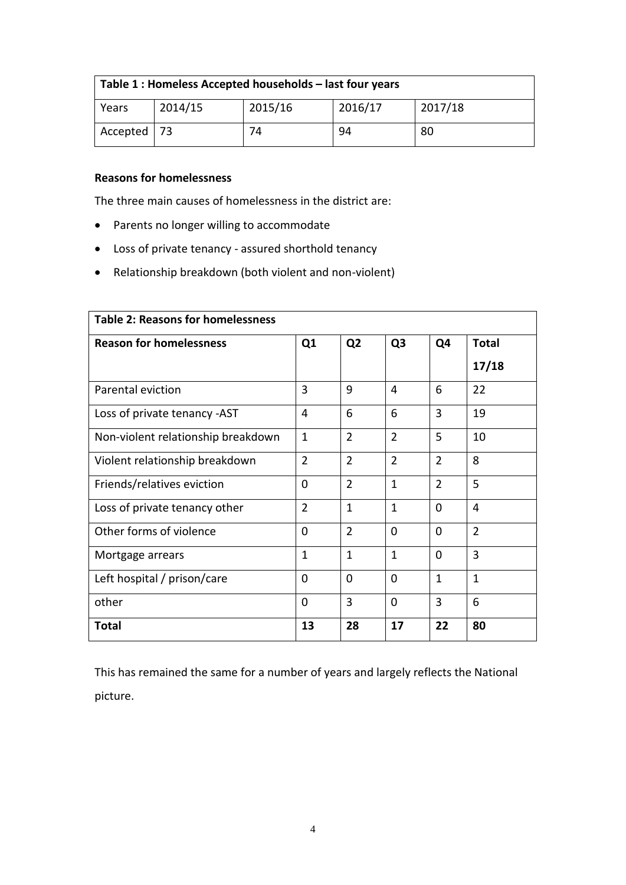| Table 1 : Homeless Accepted households – last four years | | | | |
|---|---|---|---|---|
| Years | 2014/15 | 2015/16 | 2016/17 | 2017/18 |
| Accepted | 73 | 74 | 94 | 80 |

**Reasons for homelessness**

The three main causes of homelessness in the district are:

- Parents no longer willing to accommodate
- Loss of private tenancy - assured shorthold tenancy
- Relationship breakdown (both violent and non-violent)

| Table 2: Reasons for homelessness | | | | | |
|---|---|---|---|---|---|
| **Reason for homelessness** | **Q1** | **Q2** | **Q3** | **Q4** | **Total 17/18** |
| Parental eviction | 3 | 9 | 4 | 6 | 22 |
| Loss of private tenancy -AST | 4 | 6 | 6 | 3 | 19 |
| Non-violent relationship breakdown | 1 | 2 | 2 | 5 | 10 |
| Violent relationship breakdown | 2 | 2 | 2 | 2 | 8 |
| Friends/relatives eviction | 0 | 2 | 1 | 2 | 5 |
| Loss of private tenancy other | 2 | 1 | 1 | 0 | 4 |
| Other forms of violence | 0 | 2 | 0 | 0 | 2 |
| Mortgage arrears | 1 | 1 | 1 | 0 | 3 |
| Left hospital / prison/care | 0 | 0 | 0 | 1 | 1 |
| other | 0 | 3 | 0 | 3 | 6 |
| **Total** | **13** | **28** | **17** | **22** | **80** |

This has remained the same for a number of years and largely reflects the National picture.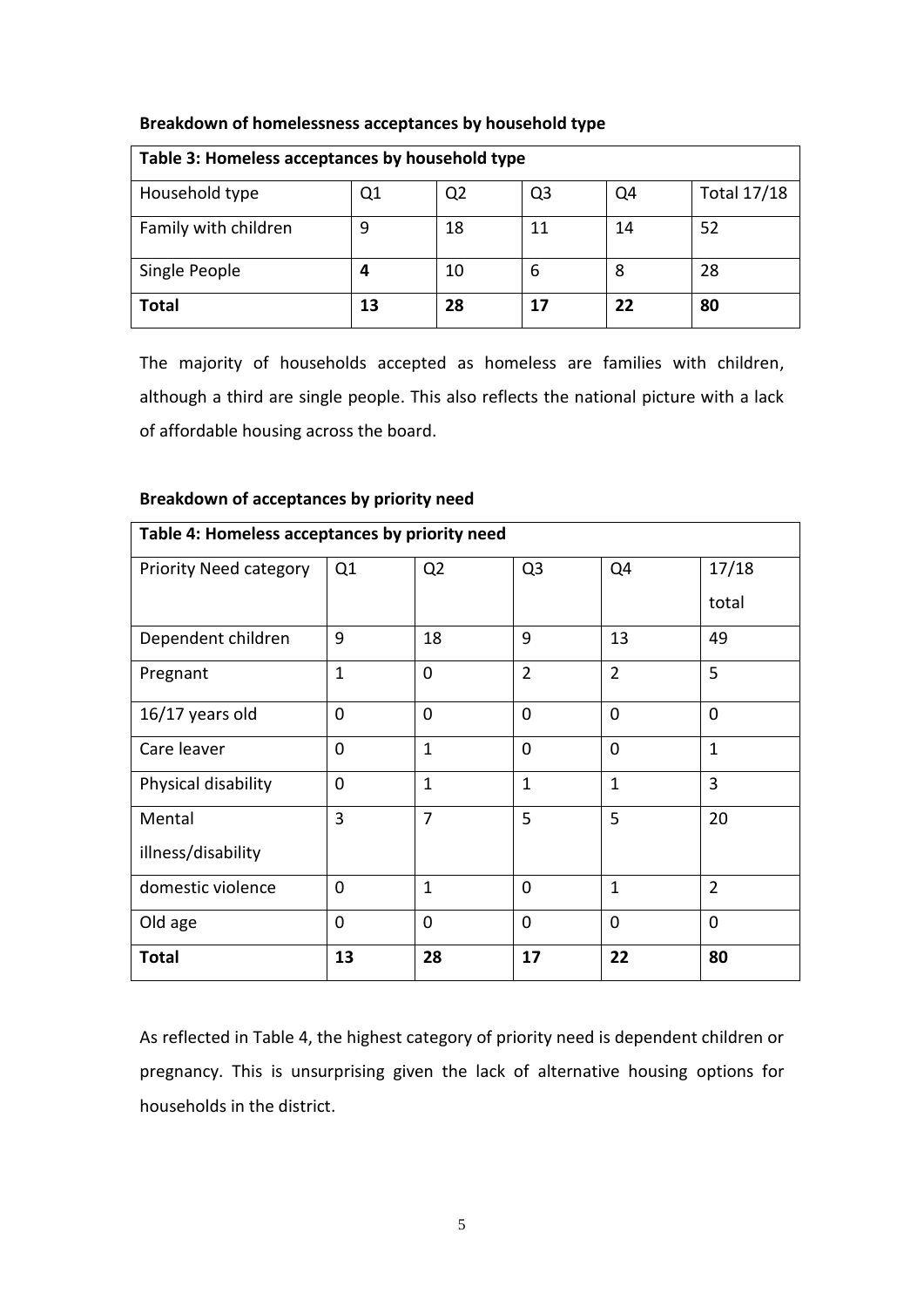**Breakdown of homelessness acceptances by household type**

| Table 3: Homeless acceptances by household type | | | | | |
|---|---|---|---|---|---|
| Household type | Q1 | Q2 | Q3 | Q4 | Total 17/18 |
| Family with children | 9 | 18 | 11 | 14 | 52 |
| Single People | **4** | 10 | 6 | 8 | 28 |
| **Total** | **13** | **28** | **17** | **22** | **80** |

The majority of households accepted as homeless are families with children, although a third are single people. This also reflects the national picture with a lack of affordable housing across the board.

**Breakdown of acceptances by priority need**

| Table 4: Homeless acceptances by priority need | | | | | |
|---|---|---|---|---|---|
| Priority Need category | Q1 | Q2 | Q3 | Q4 | 17/18 total |
| Dependent children | 9 | 18 | 9 | 13 | 49 |
| Pregnant | 1 | 0 | 2 | 2 | 5 |
| 16/17 years old | 0 | 0 | 0 | 0 | 0 |
| Care leaver | 0 | 1 | 0 | 0 | 1 |
| Physical disability | 0 | 1 | 1 | 1 | 3 |
| Mental illness/disability | 3 | 7 | 5 | 5 | 20 |
| domestic violence | 0 | 1 | 0 | 1 | 2 |
| Old age | 0 | 0 | 0 | 0 | 0 |
| **Total** | **13** | **28** | **17** | **22** | **80** |

As reflected in Table 4, the highest category of priority need is dependent children or pregnancy. This is unsurprising given the lack of alternative housing options for households in the district.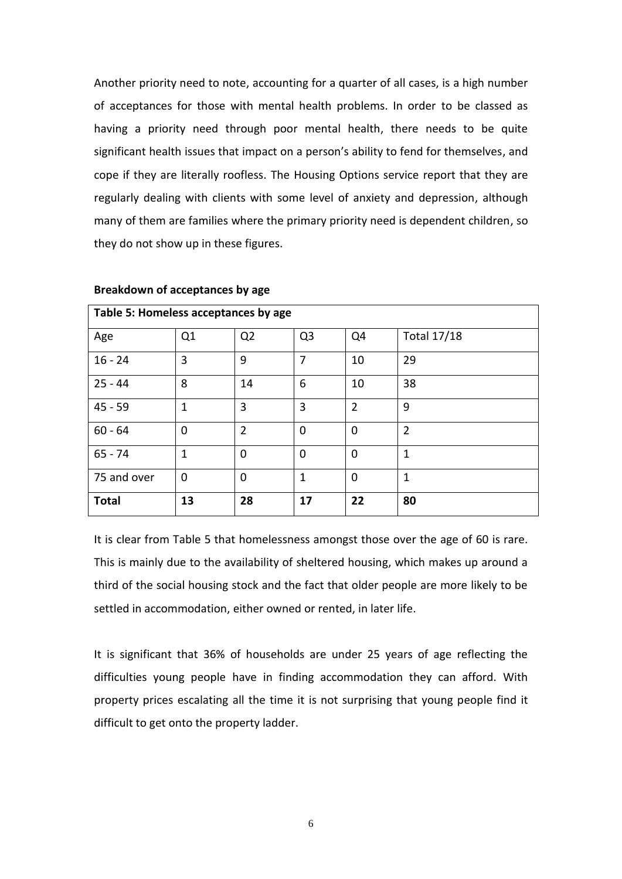Another priority need to note, accounting for a quarter of all cases, is a high number of acceptances for those with mental health problems. In order to be classed as having a priority need through poor mental health, there needs to be quite significant health issues that impact on a person's ability to fend for themselves, and cope if they are literally roofless. The Housing Options service report that they are regularly dealing with clients with some level of anxiety and depression, although many of them are families where the primary priority need is dependent children, so they do not show up in these figures.

**Breakdown of acceptances by age**

| **Table 5: Homeless acceptances by age** | | | | | |
|---|---|---|---|---|---|
| Age | Q1 | Q2 | Q3 | Q4 | Total 17/18 |
| 16 - 24 | 3 | 9 | 7 | 10 | 29 |
| 25 - 44 | 8 | 14 | 6 | 10 | 38 |
| 45 - 59 | 1 | 3 | 3 | 2 | 9 |
| 60 - 64 | 0 | 2 | 0 | 0 | 2 |
| 65 - 74 | 1 | 0 | 0 | 0 | 1 |
| 75 and over | 0 | 0 | 1 | 0 | 1 |
| **Total** | **13** | **28** | **17** | **22** | **80** |

It is clear from Table 5 that homelessness amongst those over the age of 60 is rare. This is mainly due to the availability of sheltered housing, which makes up around a third of the social housing stock and the fact that older people are more likely to be settled in accommodation, either owned or rented, in later life.

It is significant that 36% of households are under 25 years of age reflecting the difficulties young people have in finding accommodation they can afford. With property prices escalating all the time it is not surprising that young people find it difficult to get onto the property ladder.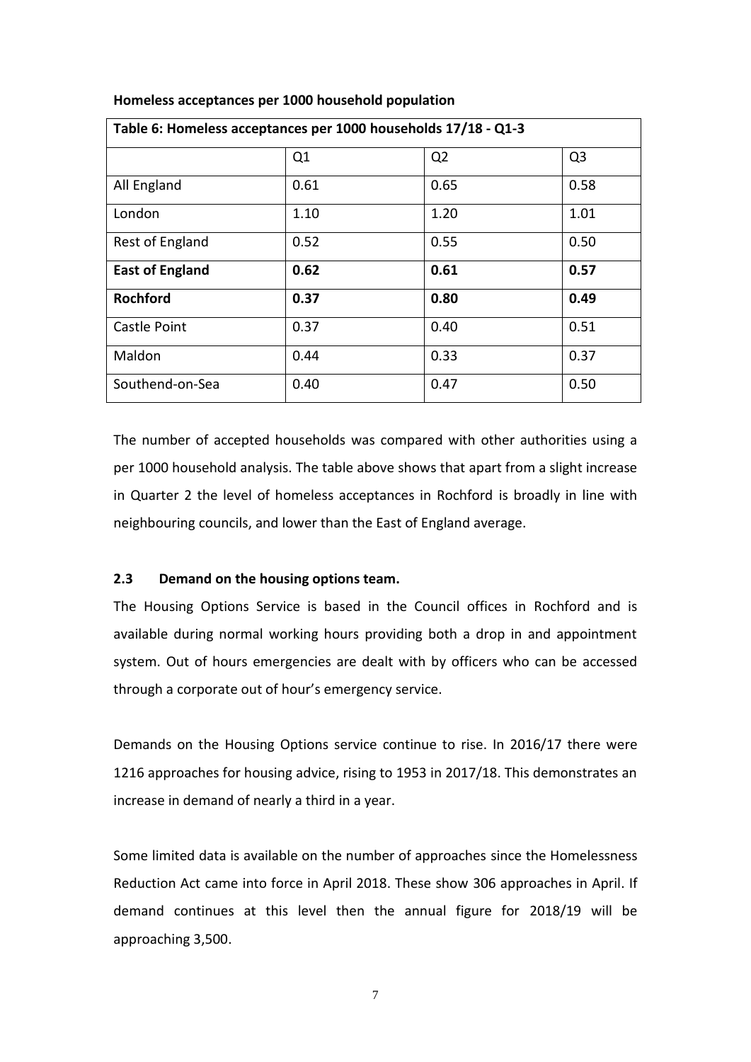**Homeless acceptances per 1000 household population**

| Table 6: Homeless acceptances per 1000 households 17/18 - Q1-3 | | | |
|---|---|---|---|
| | Q1 | Q2 | Q3 |
| All England | 0.61 | 0.65 | 0.58 |
| London | 1.10 | 1.20 | 1.01 |
| Rest of England | 0.52 | 0.55 | 0.50 |
| **East of England** | **0.62** | **0.61** | **0.57** |
| **Rochford** | **0.37** | **0.80** | **0.49** |
| Castle Point | 0.37 | 0.40 | 0.51 |
| Maldon | 0.44 | 0.33 | 0.37 |
| Southend-on-Sea | 0.40 | 0.47 | 0.50 |

The number of accepted households was compared with other authorities using a per 1000 household analysis. The table above shows that apart from a slight increase in Quarter 2 the level of homeless acceptances in Rochford is broadly in line with neighbouring councils, and lower than the East of England average.

### 2.3 Demand on the housing options team.

The Housing Options Service is based in the Council offices in Rochford and is available during normal working hours providing both a drop in and appointment system. Out of hours emergencies are dealt with by officers who can be accessed through a corporate out of hour's emergency service.

Demands on the Housing Options service continue to rise. In 2016/17 there were 1216 approaches for housing advice, rising to 1953 in 2017/18. This demonstrates an increase in demand of nearly a third in a year.

Some limited data is available on the number of approaches since the Homelessness Reduction Act came into force in April 2018. These show 306 approaches in April. If demand continues at this level then the annual figure for 2018/19 will be approaching 3,500.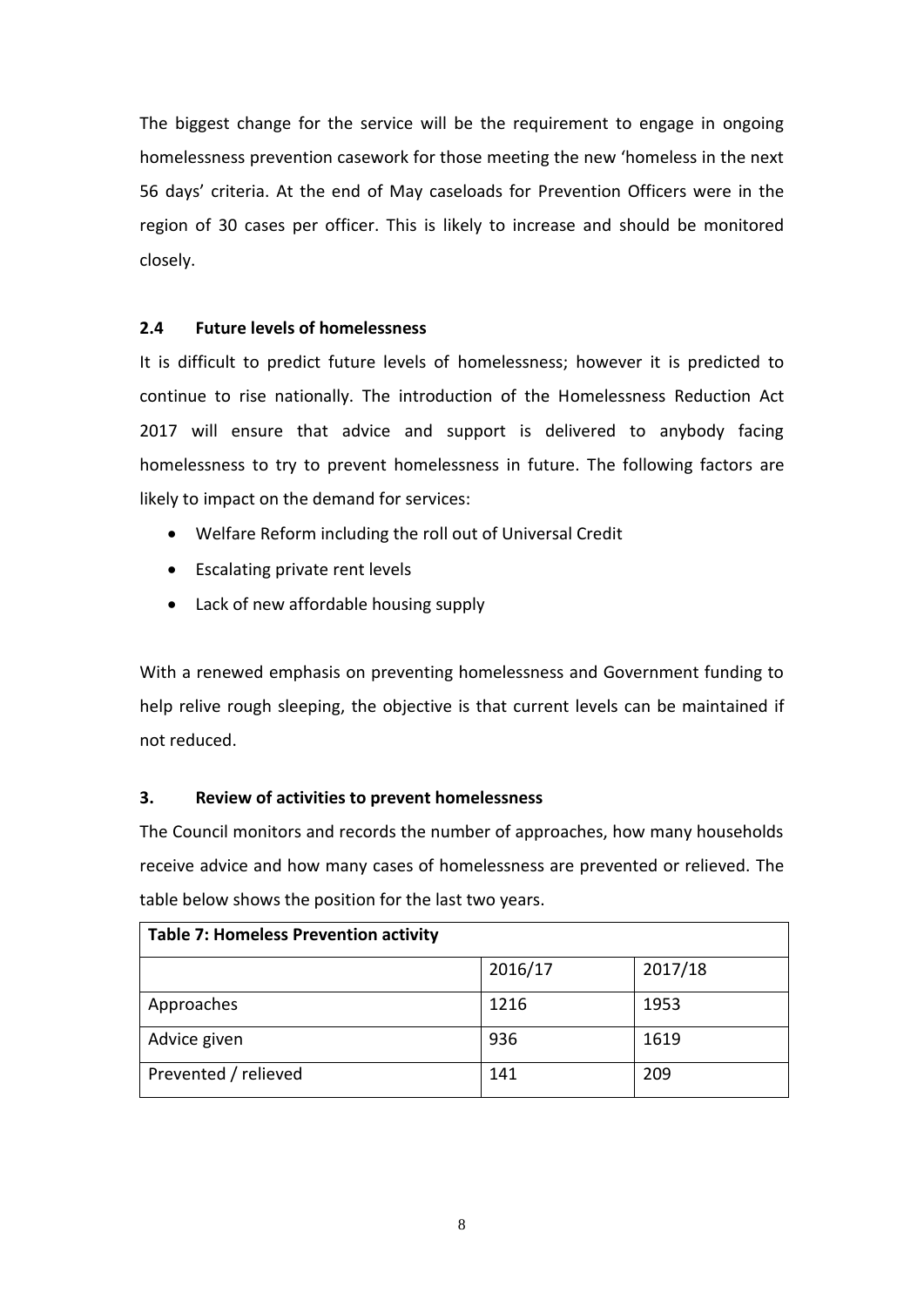The biggest change for the service will be the requirement to engage in ongoing homelessness prevention casework for those meeting the new 'homeless in the next 56 days' criteria. At the end of May caseloads for Prevention Officers were in the region of 30 cases per officer. This is likely to increase and should be monitored closely.

### 2.4 Future levels of homelessness

It is difficult to predict future levels of homelessness; however it is predicted to continue to rise nationally. The introduction of the Homelessness Reduction Act 2017 will ensure that advice and support is delivered to anybody facing homelessness to try to prevent homelessness in future. The following factors are likely to impact on the demand for services:

- Welfare Reform including the roll out of Universal Credit
- Escalating private rent levels
- Lack of new affordable housing supply

With a renewed emphasis on preventing homelessness and Government funding to help relive rough sleeping, the objective is that current levels can be maintained if not reduced.

## 3. Review of activities to prevent homelessness

The Council monitors and records the number of approaches, how many households receive advice and how many cases of homelessness are prevented or relieved. The table below shows the position for the last two years.

**Table 7: Homeless Prevention activity**

| | 2016/17 | 2017/18 |
|---|---|---|
| Approaches | 1216 | 1953 |
| Advice given | 936 | 1619 |
| Prevented / relieved | 141 | 209 |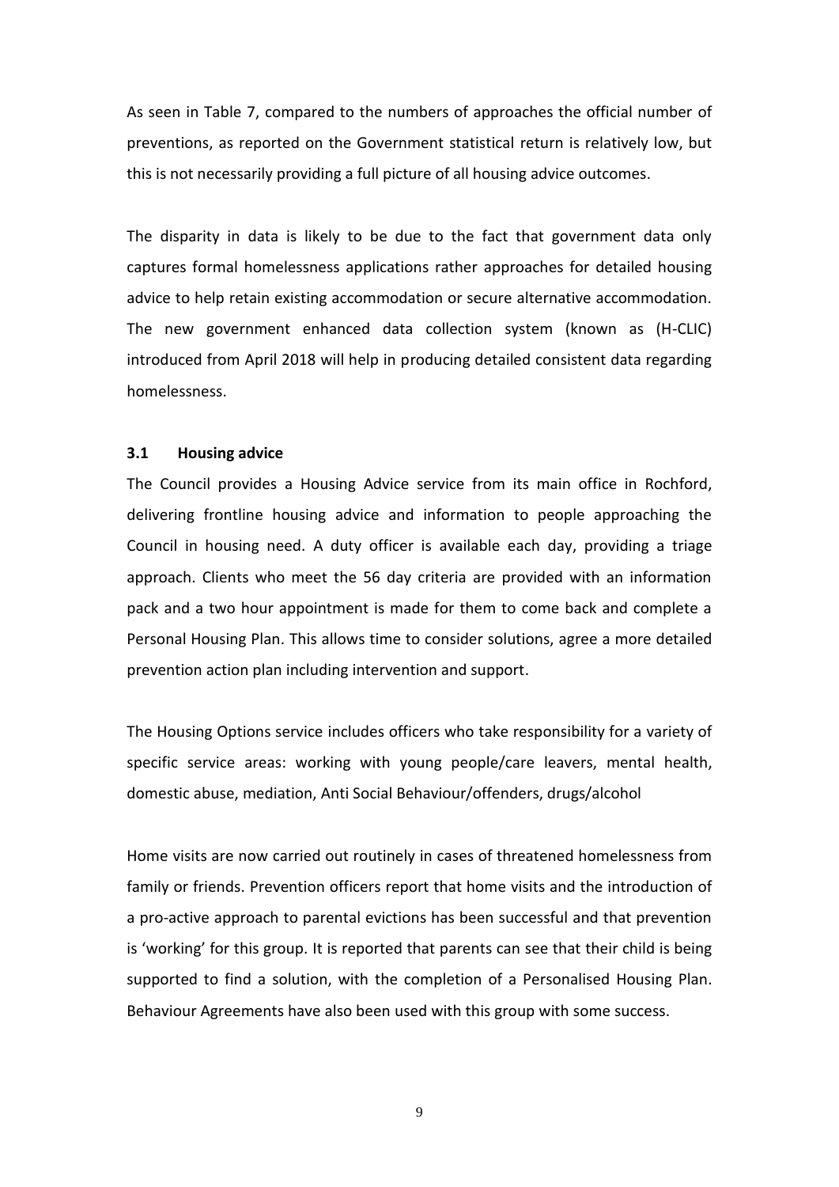As seen in Table 7, compared to the numbers of approaches the official number of preventions, as reported on the Government statistical return is relatively low, but this is not necessarily providing a full picture of all housing advice outcomes.

The disparity in data is likely to be due to the fact that government data only captures formal homelessness applications rather approaches for detailed housing advice to help retain existing accommodation or secure alternative accommodation. The new government enhanced data collection system (known as (H-CLIC) introduced from April 2018 will help in producing detailed consistent data regarding homelessness.

### 3.1 Housing advice

The Council provides a Housing Advice service from its main office in Rochford, delivering frontline housing advice and information to people approaching the Council in housing need. A duty officer is available each day, providing a triage approach. Clients who meet the 56 day criteria are provided with an information pack and a two hour appointment is made for them to come back and complete a Personal Housing Plan. This allows time to consider solutions, agree a more detailed prevention action plan including intervention and support.

The Housing Options service includes officers who take responsibility for a variety of specific service areas: working with young people/care leavers, mental health, domestic abuse, mediation, Anti Social Behaviour/offenders, drugs/alcohol

Home visits are now carried out routinely in cases of threatened homelessness from family or friends. Prevention officers report that home visits and the introduction of a pro-active approach to parental evictions has been successful and that prevention is 'working' for this group. It is reported that parents can see that their child is being supported to find a solution, with the completion of a Personalised Housing Plan. Behaviour Agreements have also been used with this group with some success.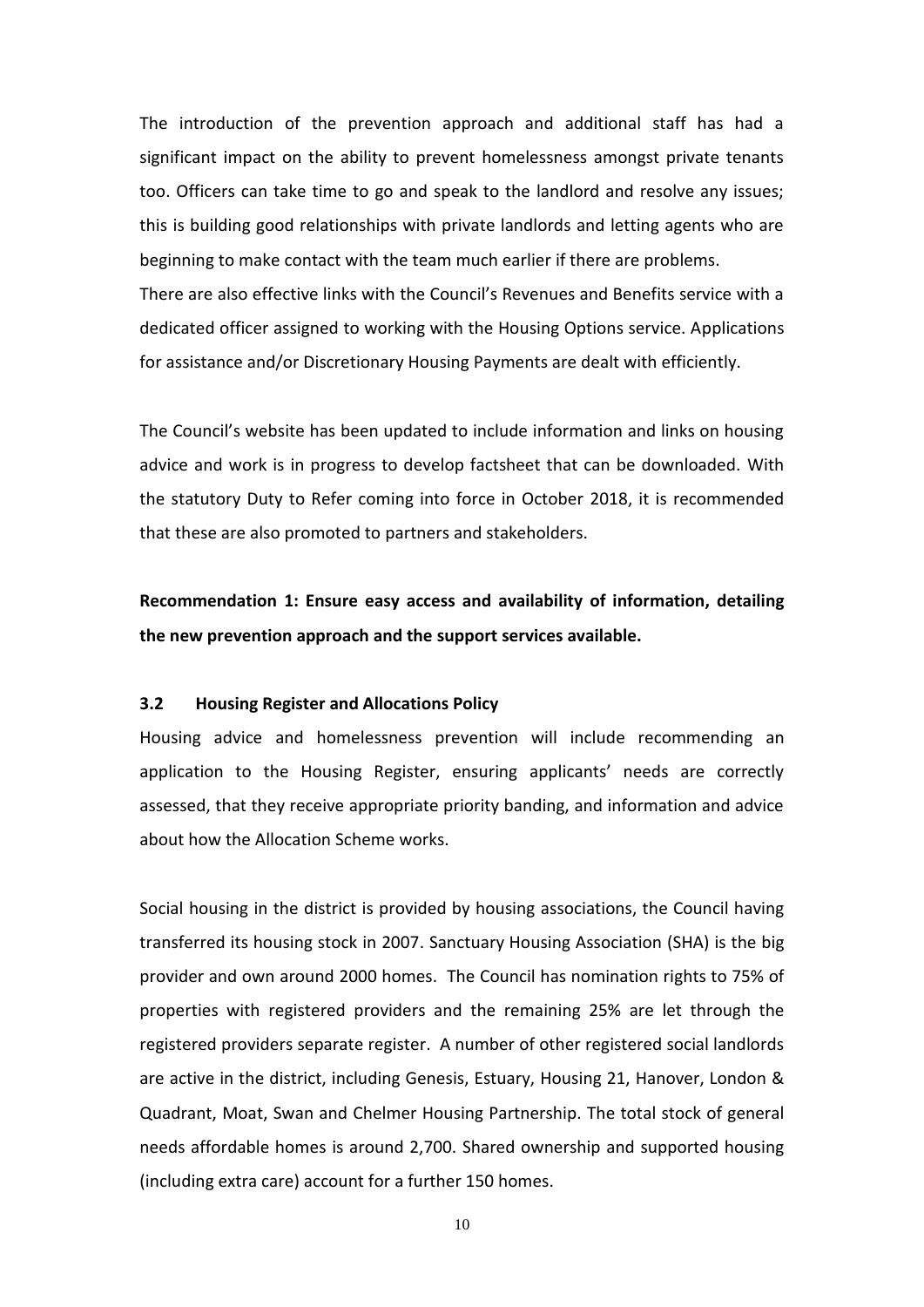The introduction of the prevention approach and additional staff has had a significant impact on the ability to prevent homelessness amongst private tenants too. Officers can take time to go and speak to the landlord and resolve any issues; this is building good relationships with private landlords and letting agents who are beginning to make contact with the team much earlier if there are problems.
There are also effective links with the Council's Revenues and Benefits service with a dedicated officer assigned to working with the Housing Options service. Applications for assistance and/or Discretionary Housing Payments are dealt with efficiently.

The Council's website has been updated to include information and links on housing advice and work is in progress to develop factsheet that can be downloaded. With the statutory Duty to Refer coming into force in October 2018, it is recommended that these are also promoted to partners and stakeholders.

**Recommendation 1: Ensure easy access and availability of information, detailing the new prevention approach and the support services available.**

### 3.2 Housing Register and Allocations Policy

Housing advice and homelessness prevention will include recommending an application to the Housing Register, ensuring applicants' needs are correctly assessed, that they receive appropriate priority banding, and information and advice about how the Allocation Scheme works.

Social housing in the district is provided by housing associations, the Council having transferred its housing stock in 2007. Sanctuary Housing Association (SHA) is the big provider and own around 2000 homes. The Council has nomination rights to 75% of properties with registered providers and the remaining 25% are let through the registered providers separate register. A number of other registered social landlords are active in the district, including Genesis, Estuary, Housing 21, Hanover, London & Quadrant, Moat, Swan and Chelmer Housing Partnership. The total stock of general needs affordable homes is around 2,700. Shared ownership and supported housing (including extra care) account for a further 150 homes.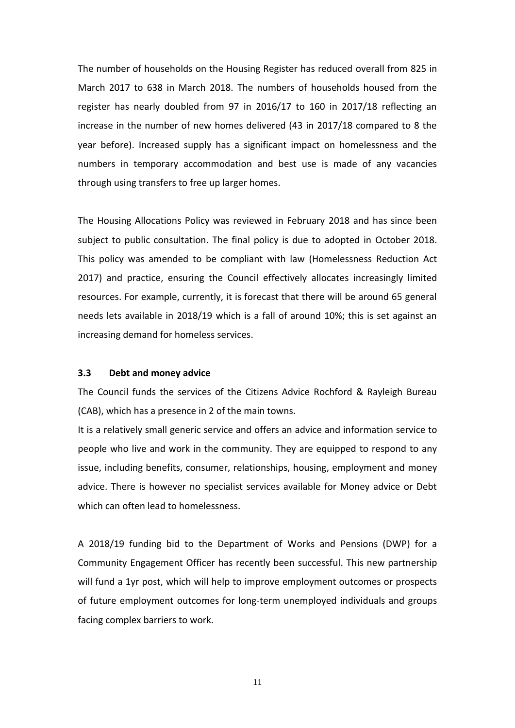The number of households on the Housing Register has reduced overall from 825 in March 2017 to 638 in March 2018. The numbers of households housed from the register has nearly doubled from 97 in 2016/17 to 160 in 2017/18 reflecting an increase in the number of new homes delivered (43 in 2017/18 compared to 8 the year before). Increased supply has a significant impact on homelessness and the numbers in temporary accommodation and best use is made of any vacancies through using transfers to free up larger homes.

The Housing Allocations Policy was reviewed in February 2018 and has since been subject to public consultation. The final policy is due to adopted in October 2018. This policy was amended to be compliant with law (Homelessness Reduction Act 2017) and practice, ensuring the Council effectively allocates increasingly limited resources. For example, currently, it is forecast that there will be around 65 general needs lets available in 2018/19 which is a fall of around 10%; this is set against an increasing demand for homeless services.

### 3.3 Debt and money advice

The Council funds the services of the Citizens Advice Rochford & Rayleigh Bureau (CAB), which has a presence in 2 of the main towns.

It is a relatively small generic service and offers an advice and information service to people who live and work in the community. They are equipped to respond to any issue, including benefits, consumer, relationships, housing, employment and money advice. There is however no specialist services available for Money advice or Debt which can often lead to homelessness.

A 2018/19 funding bid to the Department of Works and Pensions (DWP) for a Community Engagement Officer has recently been successful. This new partnership will fund a 1yr post, which will help to improve employment outcomes or prospects of future employment outcomes for long-term unemployed individuals and groups facing complex barriers to work.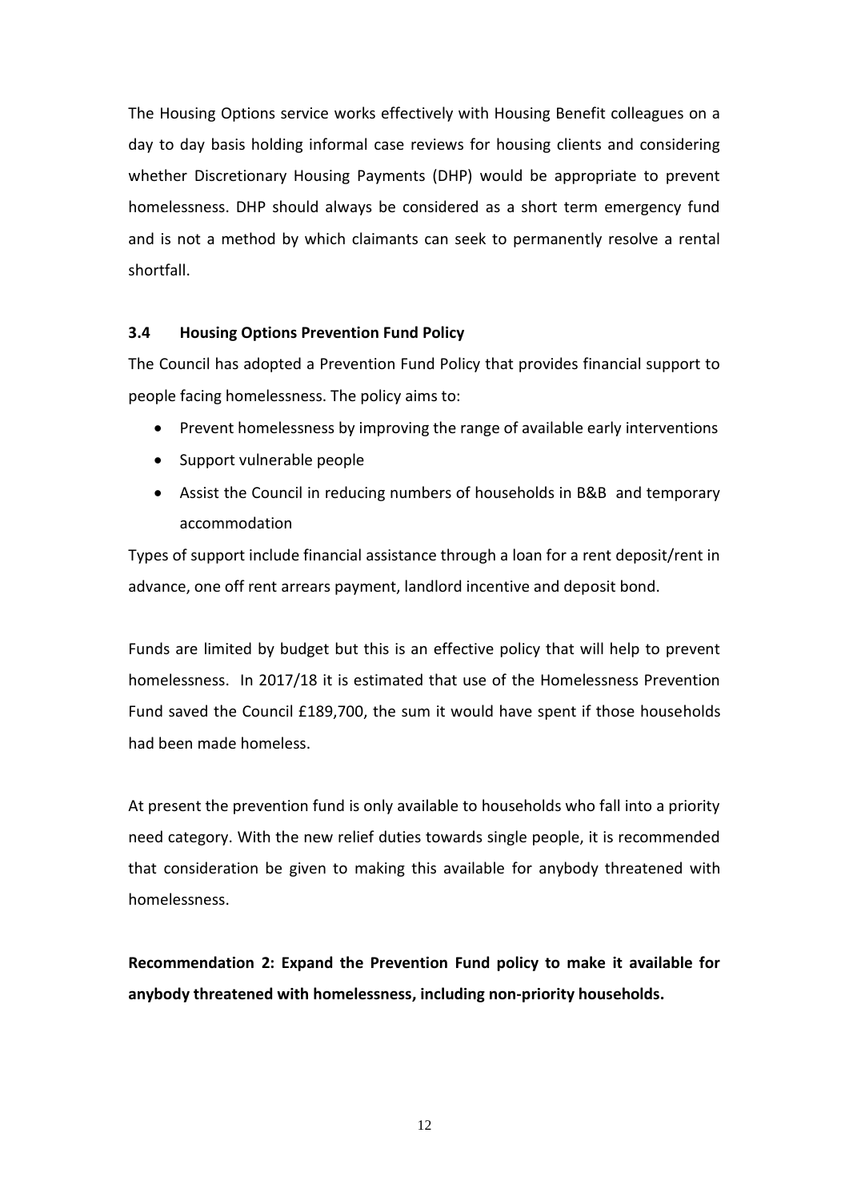The Housing Options service works effectively with Housing Benefit colleagues on a day to day basis holding informal case reviews for housing clients and considering whether Discretionary Housing Payments (DHP) would be appropriate to prevent homelessness. DHP should always be considered as a short term emergency fund and is not a method by which claimants can seek to permanently resolve a rental shortfall.

### 3.4 Housing Options Prevention Fund Policy

The Council has adopted a Prevention Fund Policy that provides financial support to people facing homelessness. The policy aims to:

- Prevent homelessness by improving the range of available early interventions
- Support vulnerable people
- Assist the Council in reducing numbers of households in B&B and temporary accommodation

Types of support include financial assistance through a loan for a rent deposit/rent in advance, one off rent arrears payment, landlord incentive and deposit bond.

Funds are limited by budget but this is an effective policy that will help to prevent homelessness. In 2017/18 it is estimated that use of the Homelessness Prevention Fund saved the Council £189,700, the sum it would have spent if those households had been made homeless.

At present the prevention fund is only available to households who fall into a priority need category. With the new relief duties towards single people, it is recommended that consideration be given to making this available for anybody threatened with homelessness.

**Recommendation 2: Expand the Prevention Fund policy to make it available for anybody threatened with homelessness, including non-priority households.**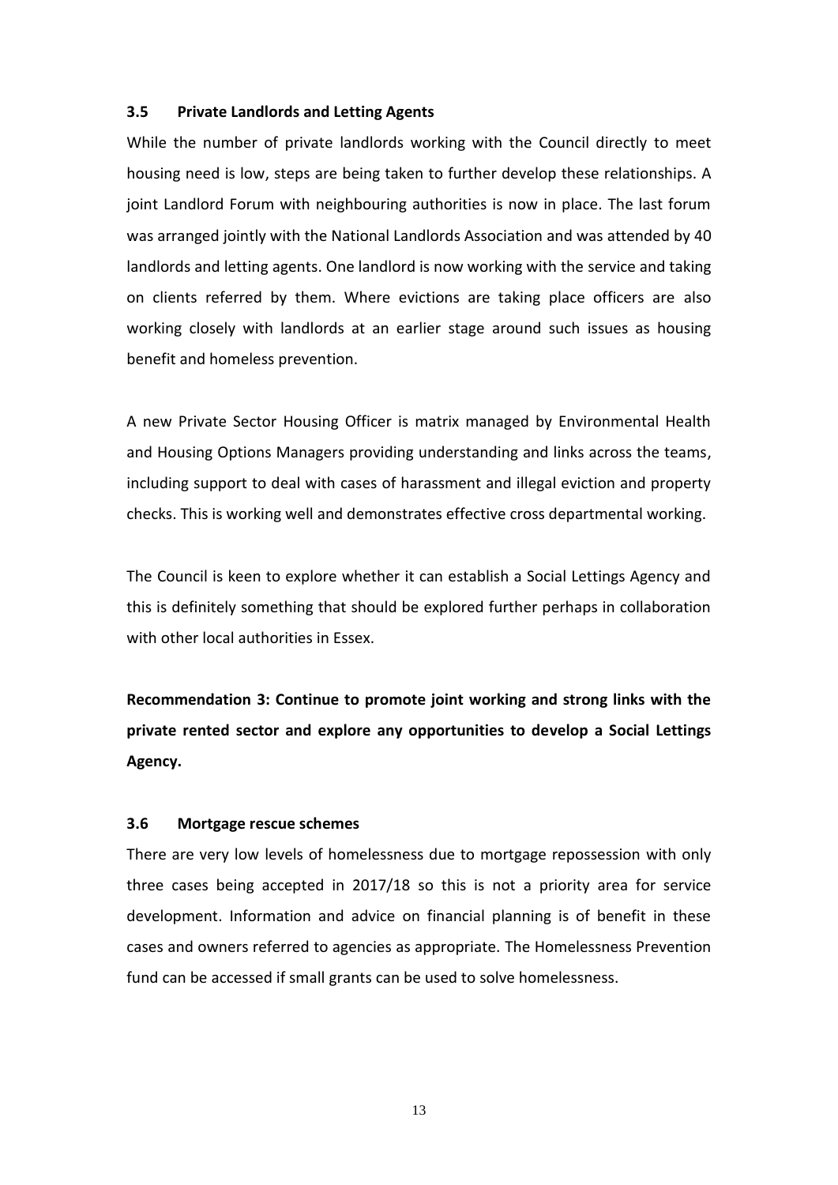### 3.5 Private Landlords and Letting Agents

While the number of private landlords working with the Council directly to meet housing need is low, steps are being taken to further develop these relationships. A joint Landlord Forum with neighbouring authorities is now in place. The last forum was arranged jointly with the National Landlords Association and was attended by 40 landlords and letting agents. One landlord is now working with the service and taking on clients referred by them. Where evictions are taking place officers are also working closely with landlords at an earlier stage around such issues as housing benefit and homeless prevention.

A new Private Sector Housing Officer is matrix managed by Environmental Health and Housing Options Managers providing understanding and links across the teams, including support to deal with cases of harassment and illegal eviction and property checks. This is working well and demonstrates effective cross departmental working.

The Council is keen to explore whether it can establish a Social Lettings Agency and this is definitely something that should be explored further perhaps in collaboration with other local authorities in Essex.

**Recommendation 3: Continue to promote joint working and strong links with the private rented sector and explore any opportunities to develop a Social Lettings Agency.**

### 3.6 Mortgage rescue schemes

There are very low levels of homelessness due to mortgage repossession with only three cases being accepted in 2017/18 so this is not a priority area for service development. Information and advice on financial planning is of benefit in these cases and owners referred to agencies as appropriate. The Homelessness Prevention fund can be accessed if small grants can be used to solve homelessness.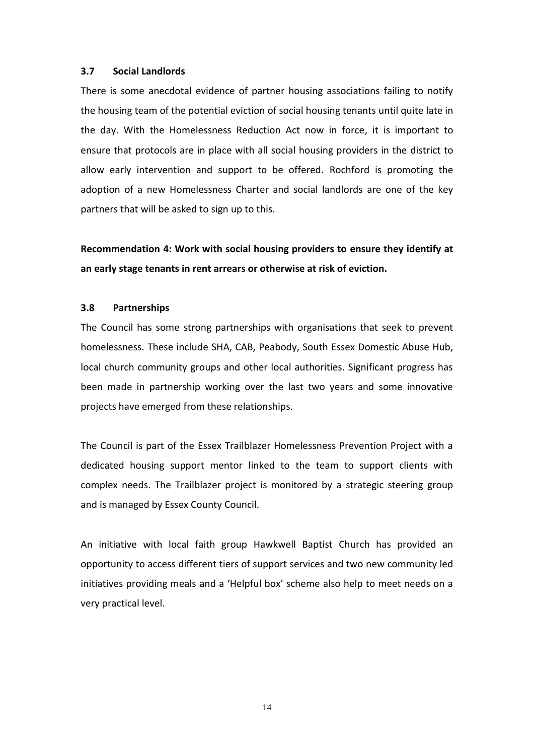### 3.7 Social Landlords

There is some anecdotal evidence of partner housing associations failing to notify the housing team of the potential eviction of social housing tenants until quite late in the day. With the Homelessness Reduction Act now in force, it is important to ensure that protocols are in place with all social housing providers in the district to allow early intervention and support to be offered. Rochford is promoting the adoption of a new Homelessness Charter and social landlords are one of the key partners that will be asked to sign up to this.

**Recommendation 4: Work with social housing providers to ensure they identify at an early stage tenants in rent arrears or otherwise at risk of eviction.**

### 3.8 Partnerships

The Council has some strong partnerships with organisations that seek to prevent homelessness. These include SHA, CAB, Peabody, South Essex Domestic Abuse Hub, local church community groups and other local authorities. Significant progress has been made in partnership working over the last two years and some innovative projects have emerged from these relationships.

The Council is part of the Essex Trailblazer Homelessness Prevention Project with a dedicated housing support mentor linked to the team to support clients with complex needs. The Trailblazer project is monitored by a strategic steering group and is managed by Essex County Council.

An initiative with local faith group Hawkwell Baptist Church has provided an opportunity to access different tiers of support services and two new community led initiatives providing meals and a 'Helpful box' scheme also help to meet needs on a very practical level.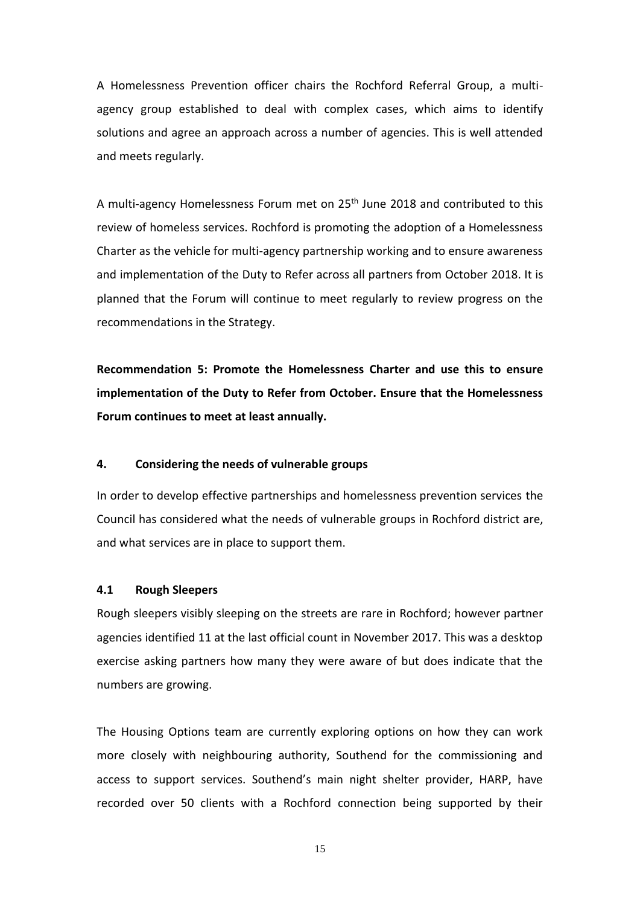A Homelessness Prevention officer chairs the Rochford Referral Group, a multi-agency group established to deal with complex cases, which aims to identify solutions and agree an approach across a number of agencies. This is well attended and meets regularly.

A multi-agency Homelessness Forum met on 25th June 2018 and contributed to this review of homeless services. Rochford is promoting the adoption of a Homelessness Charter as the vehicle for multi-agency partnership working and to ensure awareness and implementation of the Duty to Refer across all partners from October 2018. It is planned that the Forum will continue to meet regularly to review progress on the recommendations in the Strategy.

**Recommendation 5: Promote the Homelessness Charter and use this to ensure implementation of the Duty to Refer from October. Ensure that the Homelessness Forum continues to meet at least annually.**

## 4. Considering the needs of vulnerable groups

In order to develop effective partnerships and homelessness prevention services the Council has considered what the needs of vulnerable groups in Rochford district are, and what services are in place to support them.

### 4.1 Rough Sleepers

Rough sleepers visibly sleeping on the streets are rare in Rochford; however partner agencies identified 11 at the last official count in November 2017. This was a desktop exercise asking partners how many they were aware of but does indicate that the numbers are growing.

The Housing Options team are currently exploring options on how they can work more closely with neighbouring authority, Southend for the commissioning and access to support services. Southend's main night shelter provider, HARP, have recorded over 50 clients with a Rochford connection being supported by their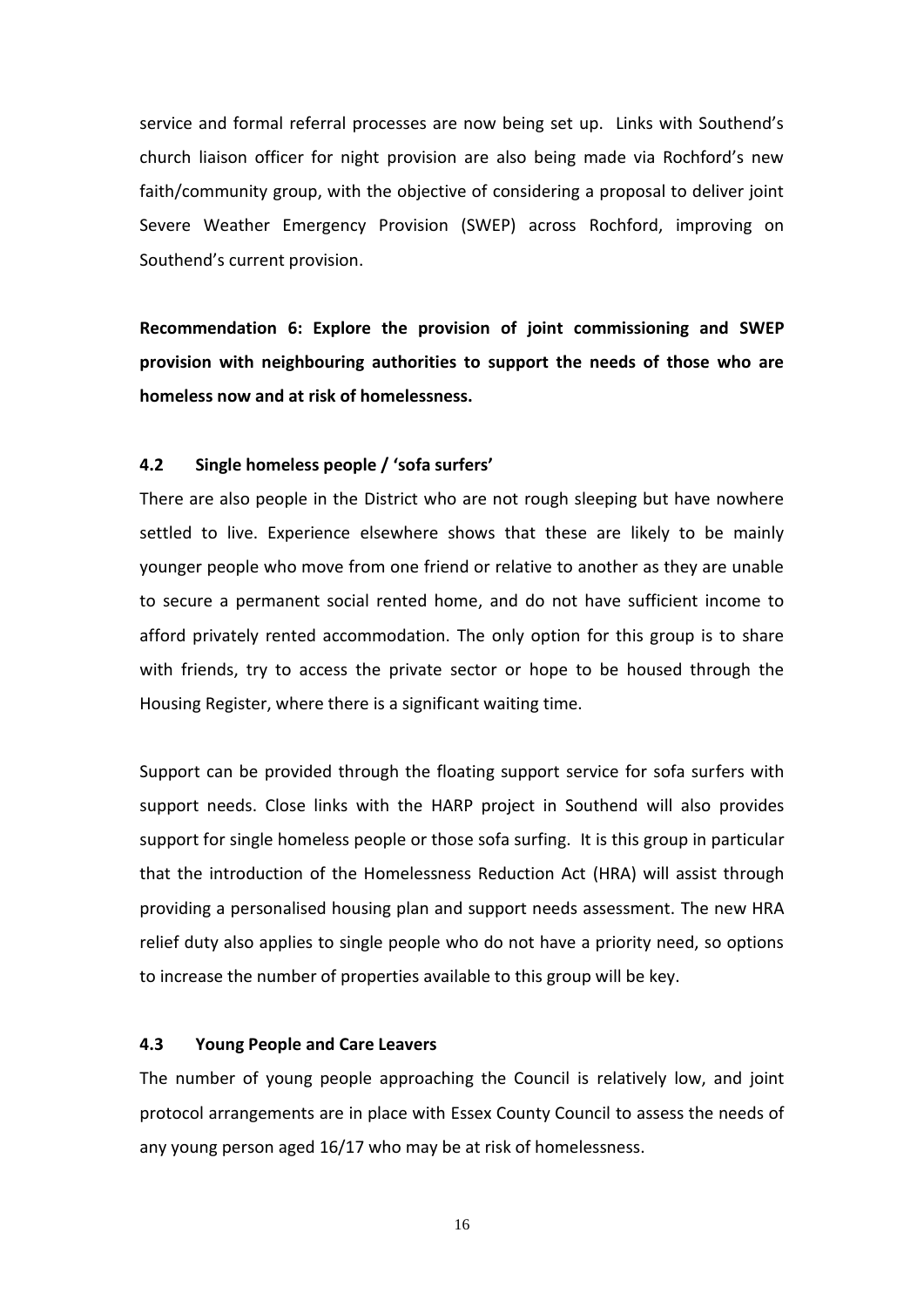service and formal referral processes are now being set up. Links with Southend's church liaison officer for night provision are also being made via Rochford's new faith/community group, with the objective of considering a proposal to deliver joint Severe Weather Emergency Provision (SWEP) across Rochford, improving on Southend's current provision.

**Recommendation 6: Explore the provision of joint commissioning and SWEP provision with neighbouring authorities to support the needs of those who are homeless now and at risk of homelessness.**

### 4.2 Single homeless people / 'sofa surfers'

There are also people in the District who are not rough sleeping but have nowhere settled to live. Experience elsewhere shows that these are likely to be mainly younger people who move from one friend or relative to another as they are unable to secure a permanent social rented home, and do not have sufficient income to afford privately rented accommodation. The only option for this group is to share with friends, try to access the private sector or hope to be housed through the Housing Register, where there is a significant waiting time.

Support can be provided through the floating support service for sofa surfers with support needs. Close links with the HARP project in Southend will also provides support for single homeless people or those sofa surfing. It is this group in particular that the introduction of the Homelessness Reduction Act (HRA) will assist through providing a personalised housing plan and support needs assessment. The new HRA relief duty also applies to single people who do not have a priority need, so options to increase the number of properties available to this group will be key.

### 4.3 Young People and Care Leavers

The number of young people approaching the Council is relatively low, and joint protocol arrangements are in place with Essex County Council to assess the needs of any young person aged 16/17 who may be at risk of homelessness.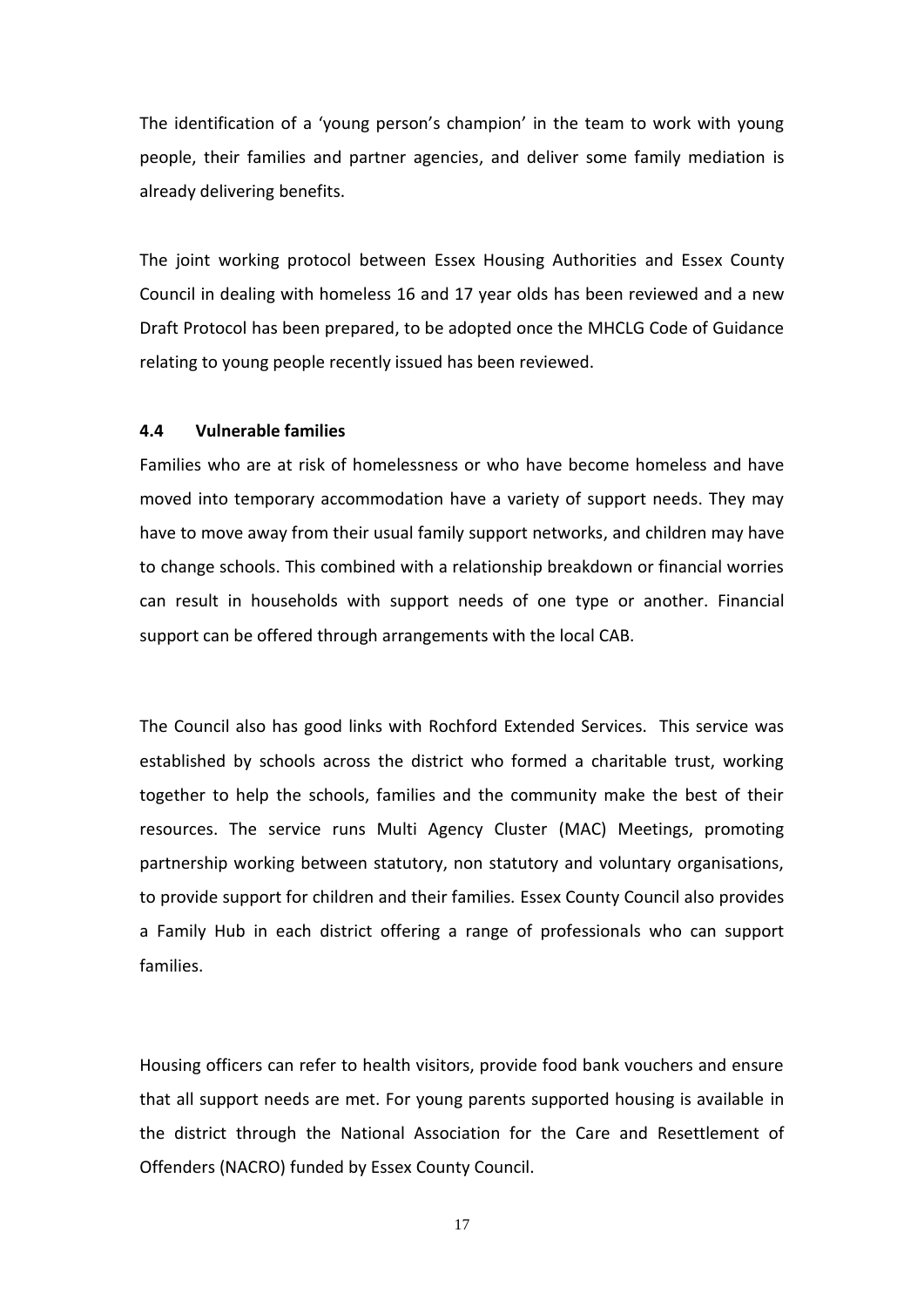The identification of a 'young person's champion' in the team to work with young people, their families and partner agencies, and deliver some family mediation is already delivering benefits.

The joint working protocol between Essex Housing Authorities and Essex County Council in dealing with homeless 16 and 17 year olds has been reviewed and a new Draft Protocol has been prepared, to be adopted once the MHCLG Code of Guidance relating to young people recently issued has been reviewed.

### 4.4 Vulnerable families

Families who are at risk of homelessness or who have become homeless and have moved into temporary accommodation have a variety of support needs. They may have to move away from their usual family support networks, and children may have to change schools. This combined with a relationship breakdown or financial worries can result in households with support needs of one type or another. Financial support can be offered through arrangements with the local CAB.

The Council also has good links with Rochford Extended Services. This service was established by schools across the district who formed a charitable trust, working together to help the schools, families and the community make the best of their resources. The service runs Multi Agency Cluster (MAC) Meetings, promoting partnership working between statutory, non statutory and voluntary organisations, to provide support for children and their families. Essex County Council also provides a Family Hub in each district offering a range of professionals who can support families.

Housing officers can refer to health visitors, provide food bank vouchers and ensure that all support needs are met. For young parents supported housing is available in the district through the National Association for the Care and Resettlement of Offenders (NACRO) funded by Essex County Council.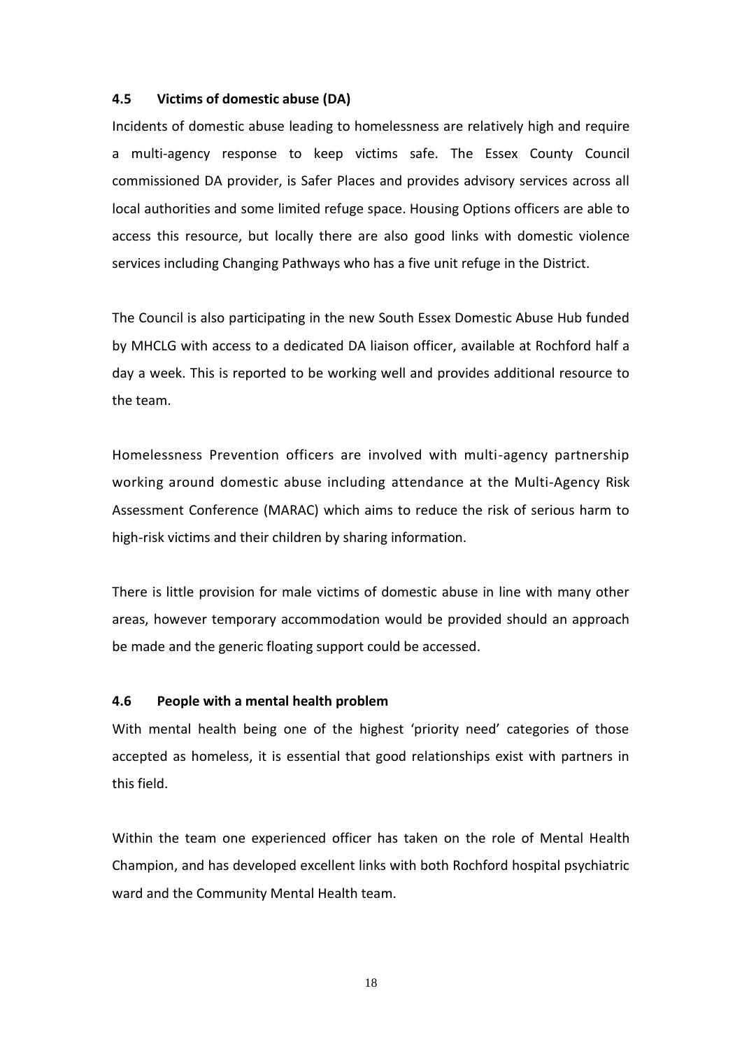### 4.5 Victims of domestic abuse (DA)

Incidents of domestic abuse leading to homelessness are relatively high and require a multi-agency response to keep victims safe. The Essex County Council commissioned DA provider, is Safer Places and provides advisory services across all local authorities and some limited refuge space. Housing Options officers are able to access this resource, but locally there are also good links with domestic violence services including Changing Pathways who has a five unit refuge in the District.

The Council is also participating in the new South Essex Domestic Abuse Hub funded by MHCLG with access to a dedicated DA liaison officer, available at Rochford half a day a week. This is reported to be working well and provides additional resource to the team.

Homelessness Prevention officers are involved with multi-agency partnership working around domestic abuse including attendance at the Multi-Agency Risk Assessment Conference (MARAC) which aims to reduce the risk of serious harm to high-risk victims and their children by sharing information.

There is little provision for male victims of domestic abuse in line with many other areas, however temporary accommodation would be provided should an approach be made and the generic floating support could be accessed.

### 4.6 People with a mental health problem

With mental health being one of the highest 'priority need' categories of those accepted as homeless, it is essential that good relationships exist with partners in this field.

Within the team one experienced officer has taken on the role of Mental Health Champion, and has developed excellent links with both Rochford hospital psychiatric ward and the Community Mental Health team.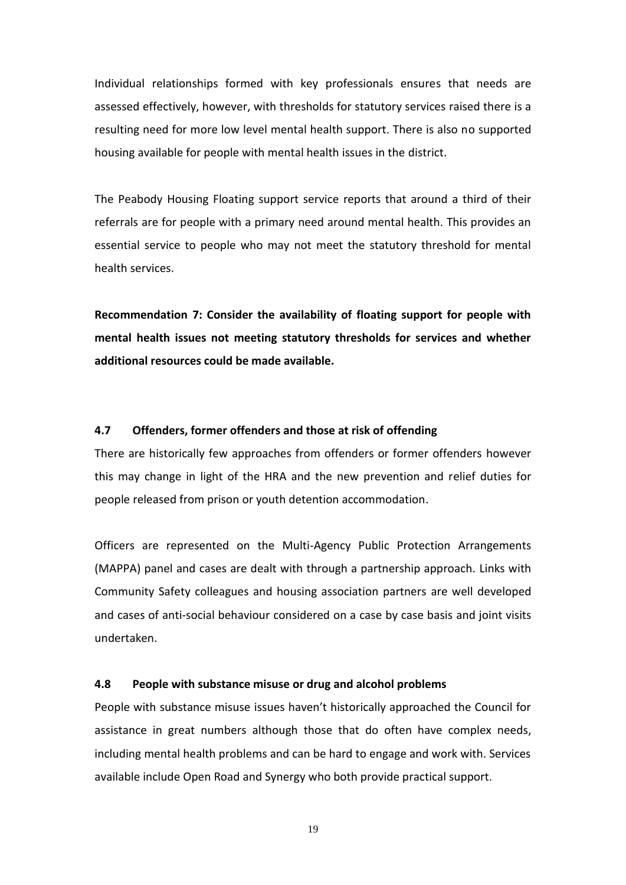Individual relationships formed with key professionals ensures that needs are assessed effectively, however, with thresholds for statutory services raised there is a resulting need for more low level mental health support. There is also no supported housing available for people with mental health issues in the district.

The Peabody Housing Floating support service reports that around a third of their referrals are for people with a primary need around mental health. This provides an essential service to people who may not meet the statutory threshold for mental health services.

**Recommendation 7: Consider the availability of floating support for people with mental health issues not meeting statutory thresholds for services and whether additional resources could be made available.**

### 4.7 Offenders, former offenders and those at risk of offending

There are historically few approaches from offenders or former offenders however this may change in light of the HRA and the new prevention and relief duties for people released from prison or youth detention accommodation.

Officers are represented on the Multi-Agency Public Protection Arrangements (MAPPA) panel and cases are dealt with through a partnership approach. Links with Community Safety colleagues and housing association partners are well developed and cases of anti-social behaviour considered on a case by case basis and joint visits undertaken.

### 4.8 People with substance misuse or drug and alcohol problems

People with substance misuse issues haven't historically approached the Council for assistance in great numbers although those that do often have complex needs, including mental health problems and can be hard to engage and work with. Services available include Open Road and Synergy who both provide practical support.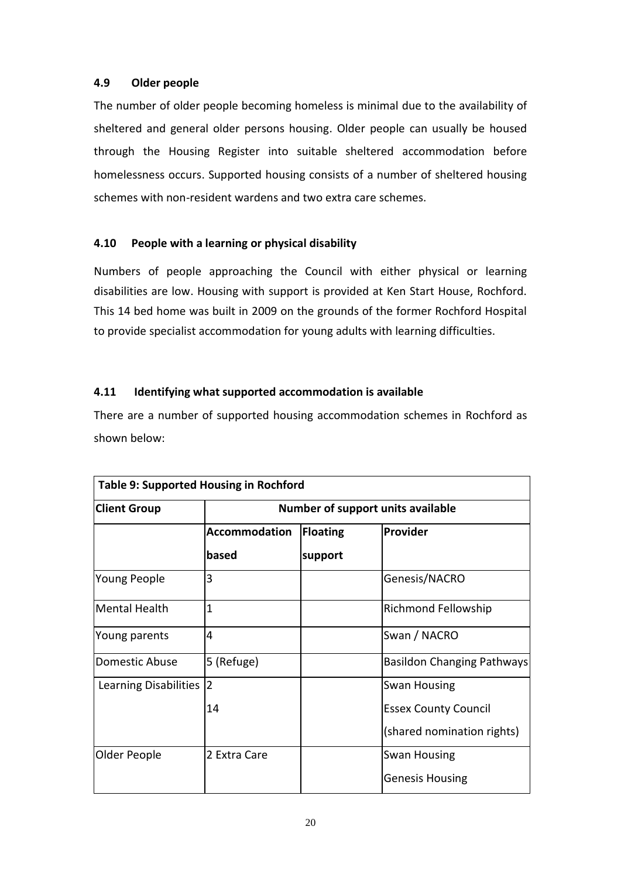### 4.9 Older people

The number of older people becoming homeless is minimal due to the availability of sheltered and general older persons housing. Older people can usually be housed through the Housing Register into suitable sheltered accommodation before homelessness occurs. Supported housing consists of a number of sheltered housing schemes with non-resident wardens and two extra care schemes.

### 4.10 People with a learning or physical disability

Numbers of people approaching the Council with either physical or learning disabilities are low. Housing with support is provided at Ken Start House, Rochford. This 14 bed home was built in 2009 on the grounds of the former Rochford Hospital to provide specialist accommodation for young adults with learning difficulties.

### 4.11 Identifying what supported accommodation is available

There are a number of supported housing accommodation schemes in Rochford as shown below:

| Table 9: Supported Housing in Rochford | | | |
|---|---|---|---|
| **Client Group** | **Number of support units available** | | |
| | **Accommodation based** | **Floating support** | **Provider** |
| Young People | 3 | | Genesis/NACRO |
| Mental Health | 1 | | Richmond Fellowship |
| Young parents | 4 | | Swan / NACRO |
| Domestic Abuse | 5 (Refuge) | | Basildon Changing Pathways |
| Learning Disabilities | 2<br>14 | | Swan Housing<br>Essex County Council (shared nomination rights) |
| Older People | 2 Extra Care | | Swan Housing<br>Genesis Housing |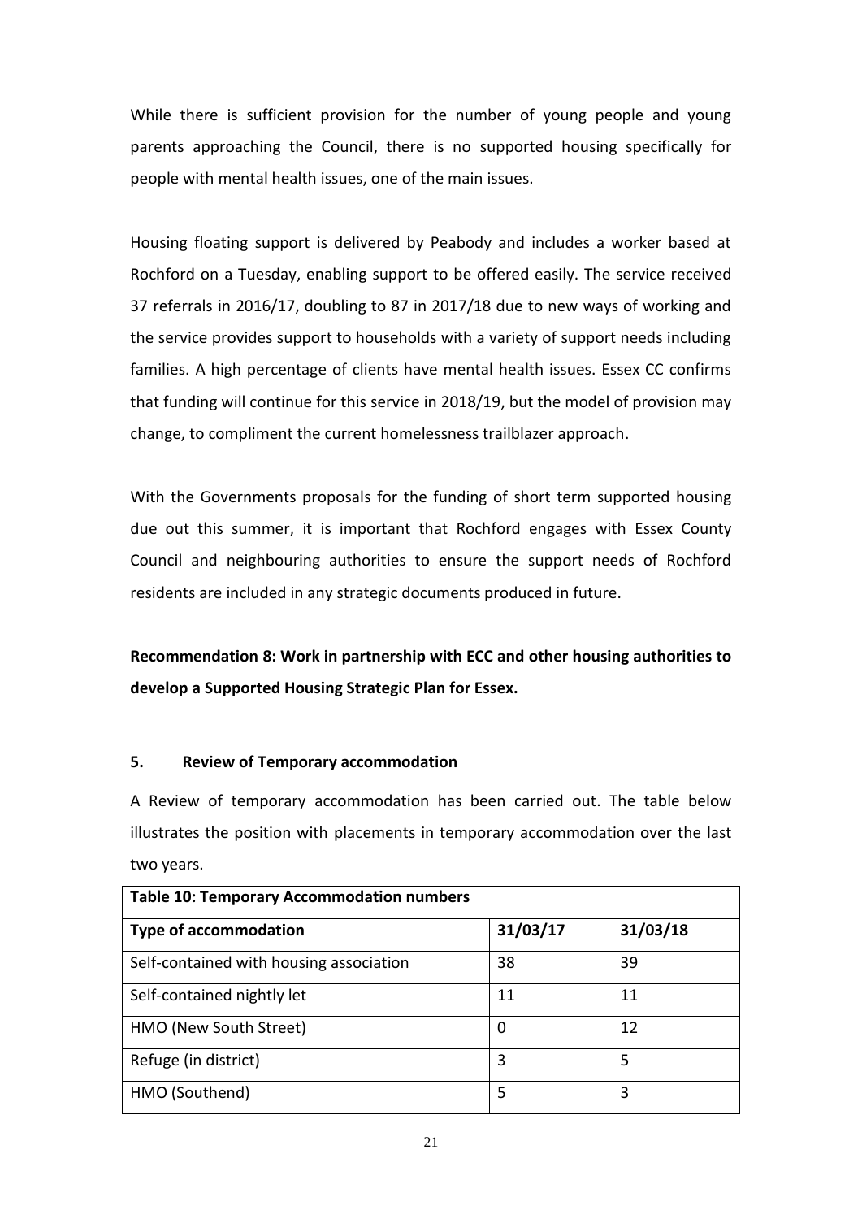While there is sufficient provision for the number of young people and young parents approaching the Council, there is no supported housing specifically for people with mental health issues, one of the main issues.

Housing floating support is delivered by Peabody and includes a worker based at Rochford on a Tuesday, enabling support to be offered easily. The service received 37 referrals in 2016/17, doubling to 87 in 2017/18 due to new ways of working and the service provides support to households with a variety of support needs including families. A high percentage of clients have mental health issues. Essex CC confirms that funding will continue for this service in 2018/19, but the model of provision may change, to compliment the current homelessness trailblazer approach.

With the Governments proposals for the funding of short term supported housing due out this summer, it is important that Rochford engages with Essex County Council and neighbouring authorities to ensure the support needs of Rochford residents are included in any strategic documents produced in future.

**Recommendation 8: Work in partnership with ECC and other housing authorities to develop a Supported Housing Strategic Plan for Essex.**

## 5. Review of Temporary accommodation

A Review of temporary accommodation has been carried out. The table below illustrates the position with placements in temporary accommodation over the last two years.

| **Table 10: Temporary Accommodation numbers** | | |
|---|---|---|
| **Type of accommodation** | **31/03/17** | **31/03/18** |
| Self-contained with housing association | 38 | 39 |
| Self-contained nightly let | 11 | 11 |
| HMO (New South Street) | 0 | 12 |
| Refuge (in district) | 3 | 5 |
| HMO (Southend) | 5 | 3 |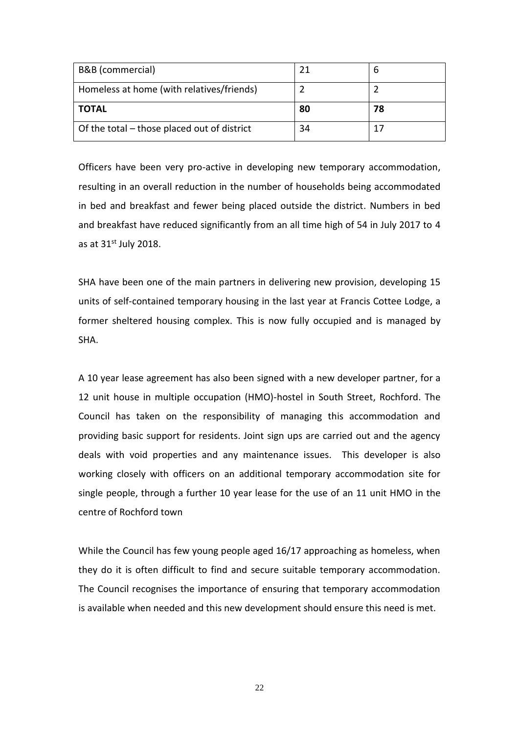| | | |
|---|---|---|
| B&B (commercial) | 21 | 6 |
| Homeless at home (with relatives/friends) | 2 | 2 |
| **TOTAL** | **80** | **78** |
| Of the total – those placed out of district | 34 | 17 |

Officers have been very pro-active in developing new temporary accommodation, resulting in an overall reduction in the number of households being accommodated in bed and breakfast and fewer being placed outside the district. Numbers in bed and breakfast have reduced significantly from an all time high of 54 in July 2017 to 4 as at 31st July 2018.

SHA have been one of the main partners in delivering new provision, developing 15 units of self-contained temporary housing in the last year at Francis Cottee Lodge, a former sheltered housing complex. This is now fully occupied and is managed by SHA.

A 10 year lease agreement has also been signed with a new developer partner, for a 12 unit house in multiple occupation (HMO)-hostel in South Street, Rochford. The Council has taken on the responsibility of managing this accommodation and providing basic support for residents. Joint sign ups are carried out and the agency deals with void properties and any maintenance issues. This developer is also working closely with officers on an additional temporary accommodation site for single people, through a further 10 year lease for the use of an 11 unit HMO in the centre of Rochford town

While the Council has few young people aged 16/17 approaching as homeless, when they do it is often difficult to find and secure suitable temporary accommodation. The Council recognises the importance of ensuring that temporary accommodation is available when needed and this new development should ensure this need is met.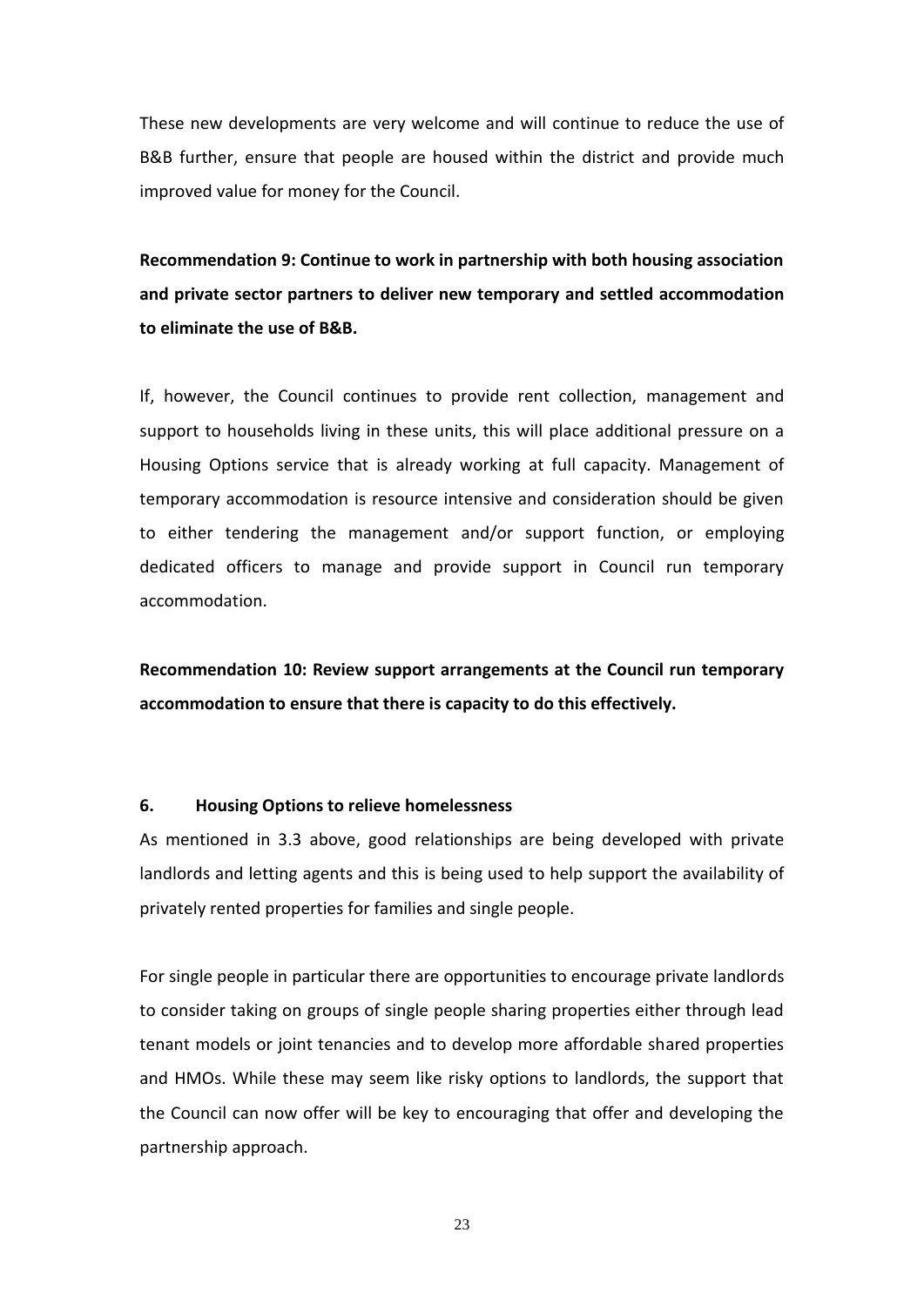These new developments are very welcome and will continue to reduce the use of B&B further, ensure that people are housed within the district and provide much improved value for money for the Council.

**Recommendation 9: Continue to work in partnership with both housing association and private sector partners to deliver new temporary and settled accommodation to eliminate the use of B&B.**

If, however, the Council continues to provide rent collection, management and support to households living in these units, this will place additional pressure on a Housing Options service that is already working at full capacity. Management of temporary accommodation is resource intensive and consideration should be given to either tendering the management and/or support function, or employing dedicated officers to manage and provide support in Council run temporary accommodation.

**Recommendation 10: Review support arrangements at the Council run temporary accommodation to ensure that there is capacity to do this effectively.**

## 6. Housing Options to relieve homelessness

As mentioned in 3.3 above, good relationships are being developed with private landlords and letting agents and this is being used to help support the availability of privately rented properties for families and single people.

For single people in particular there are opportunities to encourage private landlords to consider taking on groups of single people sharing properties either through lead tenant models or joint tenancies and to develop more affordable shared properties and HMOs. While these may seem like risky options to landlords, the support that the Council can now offer will be key to encouraging that offer and developing the partnership approach.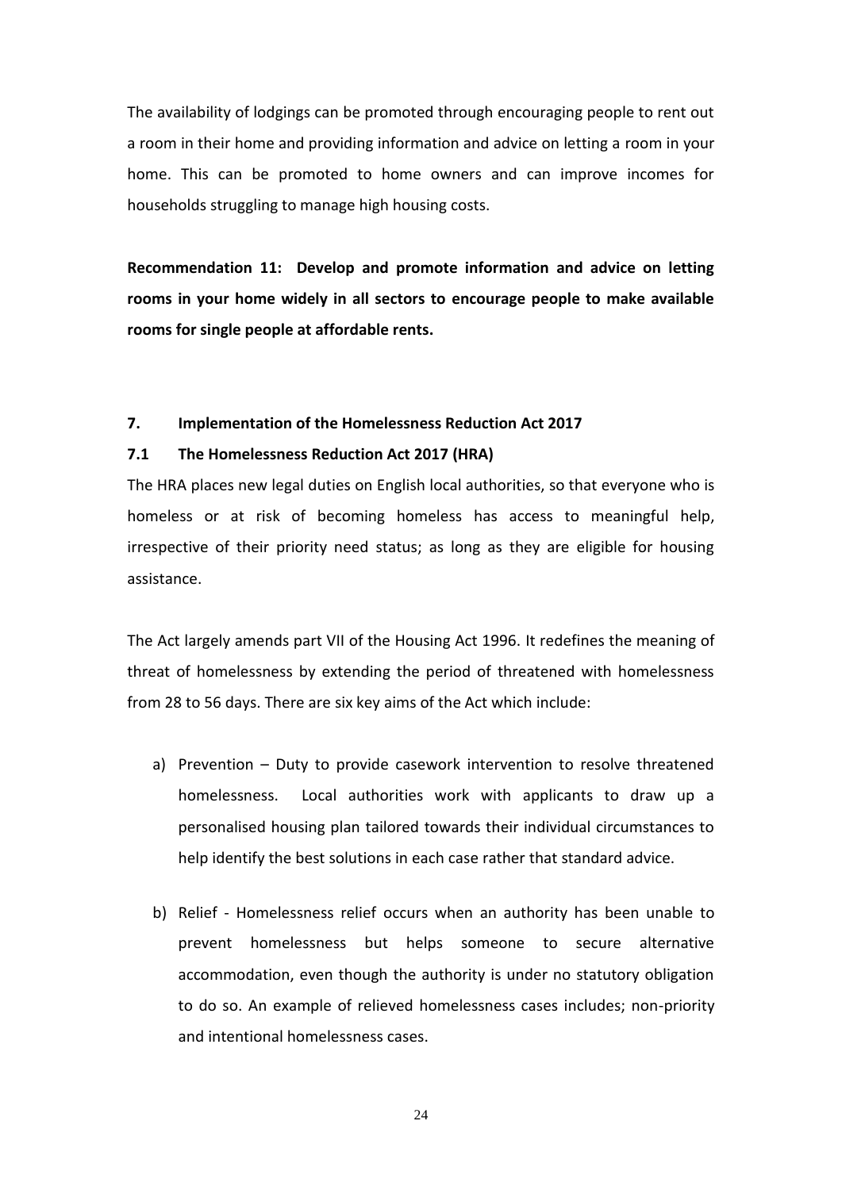The availability of lodgings can be promoted through encouraging people to rent out a room in their home and providing information and advice on letting a room in your home. This can be promoted to home owners and can improve incomes for households struggling to manage high housing costs.

**Recommendation 11: Develop and promote information and advice on letting rooms in your home widely in all sectors to encourage people to make available rooms for single people at affordable rents.**

## 7. Implementation of the Homelessness Reduction Act 2017

### 7.1 The Homelessness Reduction Act 2017 (HRA)

The HRA places new legal duties on English local authorities, so that everyone who is homeless or at risk of becoming homeless has access to meaningful help, irrespective of their priority need status; as long as they are eligible for housing assistance.

The Act largely amends part VII of the Housing Act 1996. It redefines the meaning of threat of homelessness by extending the period of threatened with homelessness from 28 to 56 days. There are six key aims of the Act which include:

a) Prevention – Duty to provide casework intervention to resolve threatened homelessness. Local authorities work with applicants to draw up a personalised housing plan tailored towards their individual circumstances to help identify the best solutions in each case rather that standard advice.

b) Relief - Homelessness relief occurs when an authority has been unable to prevent homelessness but helps someone to secure alternative accommodation, even though the authority is under no statutory obligation to do so. An example of relieved homelessness cases includes; non-priority and intentional homelessness cases.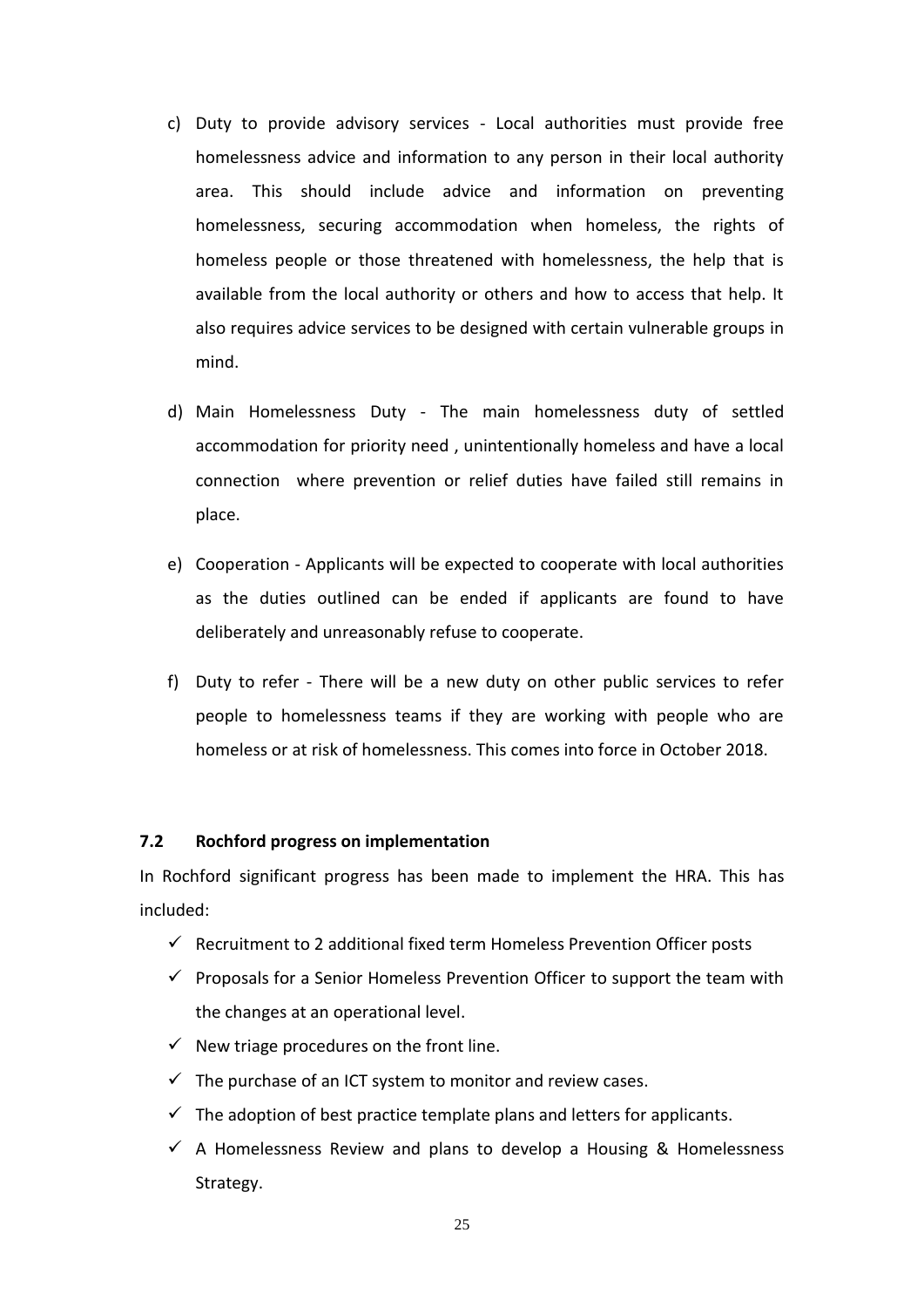c) Duty to provide advisory services - Local authorities must provide free homelessness advice and information to any person in their local authority area. This should include advice and information on preventing homelessness, securing accommodation when homeless, the rights of homeless people or those threatened with homelessness, the help that is available from the local authority or others and how to access that help. It also requires advice services to be designed with certain vulnerable groups in mind.

d) Main Homelessness Duty - The main homelessness duty of settled accommodation for priority need , unintentionally homeless and have a local connection where prevention or relief duties have failed still remains in place.

e) Cooperation - Applicants will be expected to cooperate with local authorities as the duties outlined can be ended if applicants are found to have deliberately and unreasonably refuse to cooperate.

f) Duty to refer - There will be a new duty on other public services to refer people to homelessness teams if they are working with people who are homeless or at risk of homelessness. This comes into force in October 2018.

### 7.2 Rochford progress on implementation

In Rochford significant progress has been made to implement the HRA. This has included:

- ✓ Recruitment to 2 additional fixed term Homeless Prevention Officer posts
- ✓ Proposals for a Senior Homeless Prevention Officer to support the team with the changes at an operational level.
- ✓ New triage procedures on the front line.
- ✓ The purchase of an ICT system to monitor and review cases.
- ✓ The adoption of best practice template plans and letters for applicants.
- ✓ A Homelessness Review and plans to develop a Housing & Homelessness Strategy.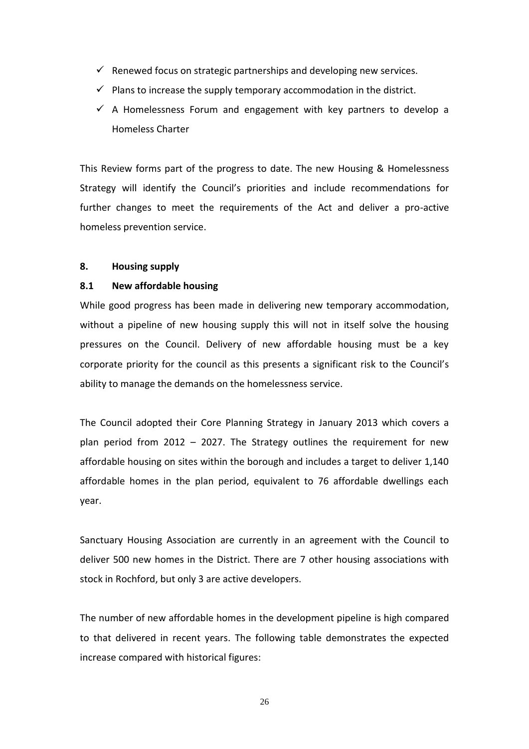- ✓ Renewed focus on strategic partnerships and developing new services.
- ✓ Plans to increase the supply temporary accommodation in the district.
- ✓ A Homelessness Forum and engagement with key partners to develop a Homeless Charter

This Review forms part of the progress to date. The new Housing & Homelessness Strategy will identify the Council's priorities and include recommendations for further changes to meet the requirements of the Act and deliver a pro-active homeless prevention service.

## 8. Housing supply

### 8.1 New affordable housing

While good progress has been made in delivering new temporary accommodation, without a pipeline of new housing supply this will not in itself solve the housing pressures on the Council. Delivery of new affordable housing must be a key corporate priority for the council as this presents a significant risk to the Council's ability to manage the demands on the homelessness service.

The Council adopted their Core Planning Strategy in January 2013 which covers a plan period from 2012 – 2027. The Strategy outlines the requirement for new affordable housing on sites within the borough and includes a target to deliver 1,140 affordable homes in the plan period, equivalent to 76 affordable dwellings each year.

Sanctuary Housing Association are currently in an agreement with the Council to deliver 500 new homes in the District. There are 7 other housing associations with stock in Rochford, but only 3 are active developers.

The number of new affordable homes in the development pipeline is high compared to that delivered in recent years. The following table demonstrates the expected increase compared with historical figures: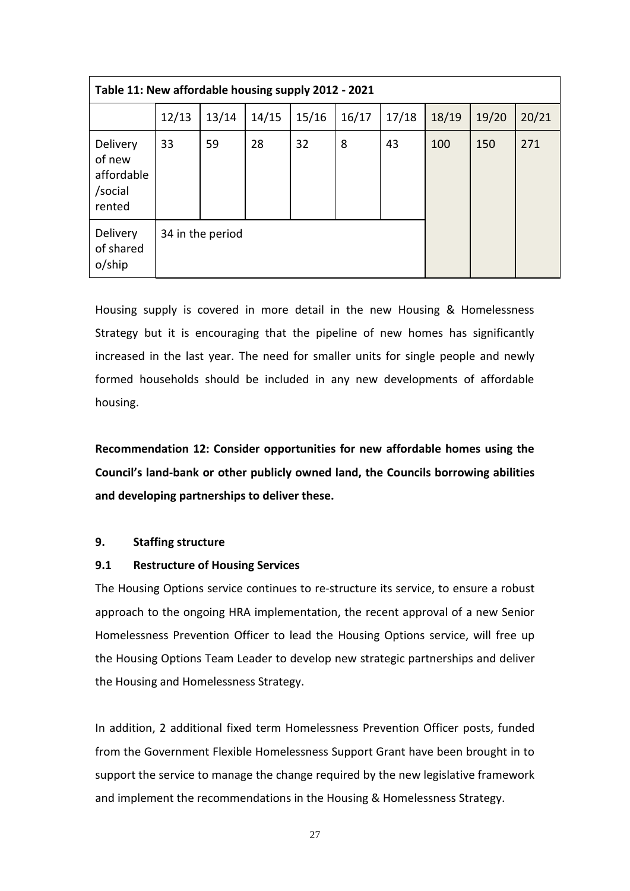| Table 11: New affordable housing supply 2012 - 2021 | | | | | | | | | |
|---|---|---|---|---|---|---|---|---|---|
| | 12/13 | 13/14 | 14/15 | 15/16 | 16/17 | 17/18 | 18/19 | 19/20 | 20/21 |
| Delivery of new affordable /social rented | 33 | 59 | 28 | 32 | 8 | 43 | 100 | 150 | 271 |
| Delivery of shared o/ship | 34 in the period | | | | | | | | |

Housing supply is covered in more detail in the new Housing & Homelessness Strategy but it is encouraging that the pipeline of new homes has significantly increased in the last year. The need for smaller units for single people and newly formed households should be included in any new developments of affordable housing.

**Recommendation 12: Consider opportunities for new affordable homes using the Council's land-bank or other publicly owned land, the Councils borrowing abilities and developing partnerships to deliver these.**

## 9. Staffing structure

### 9.1 Restructure of Housing Services

The Housing Options service continues to re-structure its service, to ensure a robust approach to the ongoing HRA implementation, the recent approval of a new Senior Homelessness Prevention Officer to lead the Housing Options service, will free up the Housing Options Team Leader to develop new strategic partnerships and deliver the Housing and Homelessness Strategy.

In addition, 2 additional fixed term Homelessness Prevention Officer posts, funded from the Government Flexible Homelessness Support Grant have been brought in to support the service to manage the change required by the new legislative framework and implement the recommendations in the Housing & Homelessness Strategy.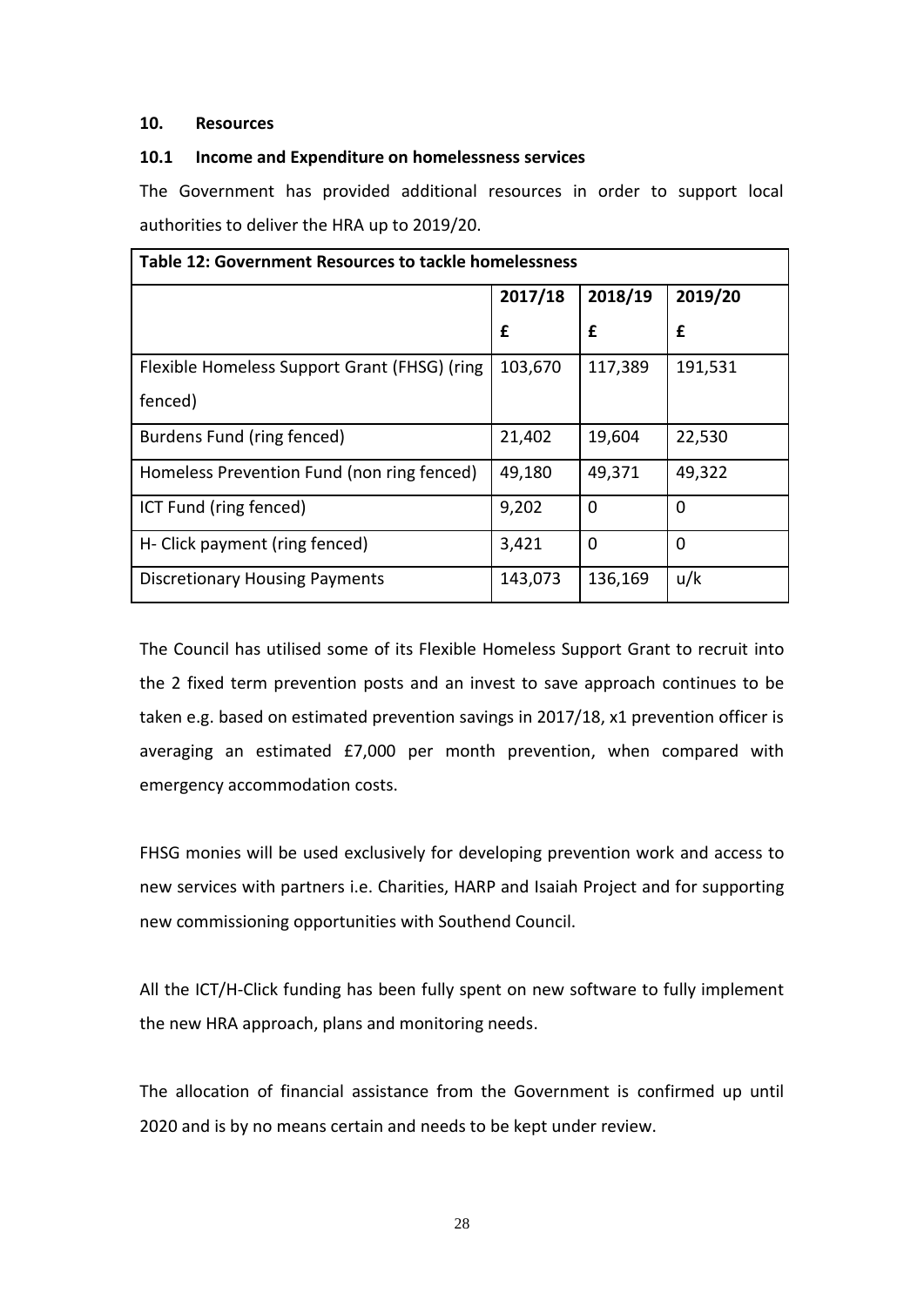## 10. Resources

### 10.1 Income and Expenditure on homelessness services

The Government has provided additional resources in order to support local authorities to deliver the HRA up to 2019/20.

| Table 12: Government Resources to tackle homelessness | | | |
|---|---|---|---|
| | 2017/18<br>£ | 2018/19<br>£ | 2019/20<br>£ |
| Flexible Homeless Support Grant (FHSG) (ring fenced) | 103,670 | 117,389 | 191,531 |
| Burdens Fund (ring fenced) | 21,402 | 19,604 | 22,530 |
| Homeless Prevention Fund (non ring fenced) | 49,180 | 49,371 | 49,322 |
| ICT Fund (ring fenced) | 9,202 | 0 | 0 |
| H- Click payment (ring fenced) | 3,421 | 0 | 0 |
| Discretionary Housing Payments | 143,073 | 136,169 | u/k |

The Council has utilised some of its Flexible Homeless Support Grant to recruit into the 2 fixed term prevention posts and an invest to save approach continues to be taken e.g. based on estimated prevention savings in 2017/18, x1 prevention officer is averaging an estimated £7,000 per month prevention, when compared with emergency accommodation costs.

FHSG monies will be used exclusively for developing prevention work and access to new services with partners i.e. Charities, HARP and Isaiah Project and for supporting new commissioning opportunities with Southend Council.

All the ICT/H-Click funding has been fully spent on new software to fully implement the new HRA approach, plans and monitoring needs.

The allocation of financial assistance from the Government is confirmed up until 2020 and is by no means certain and needs to be kept under review.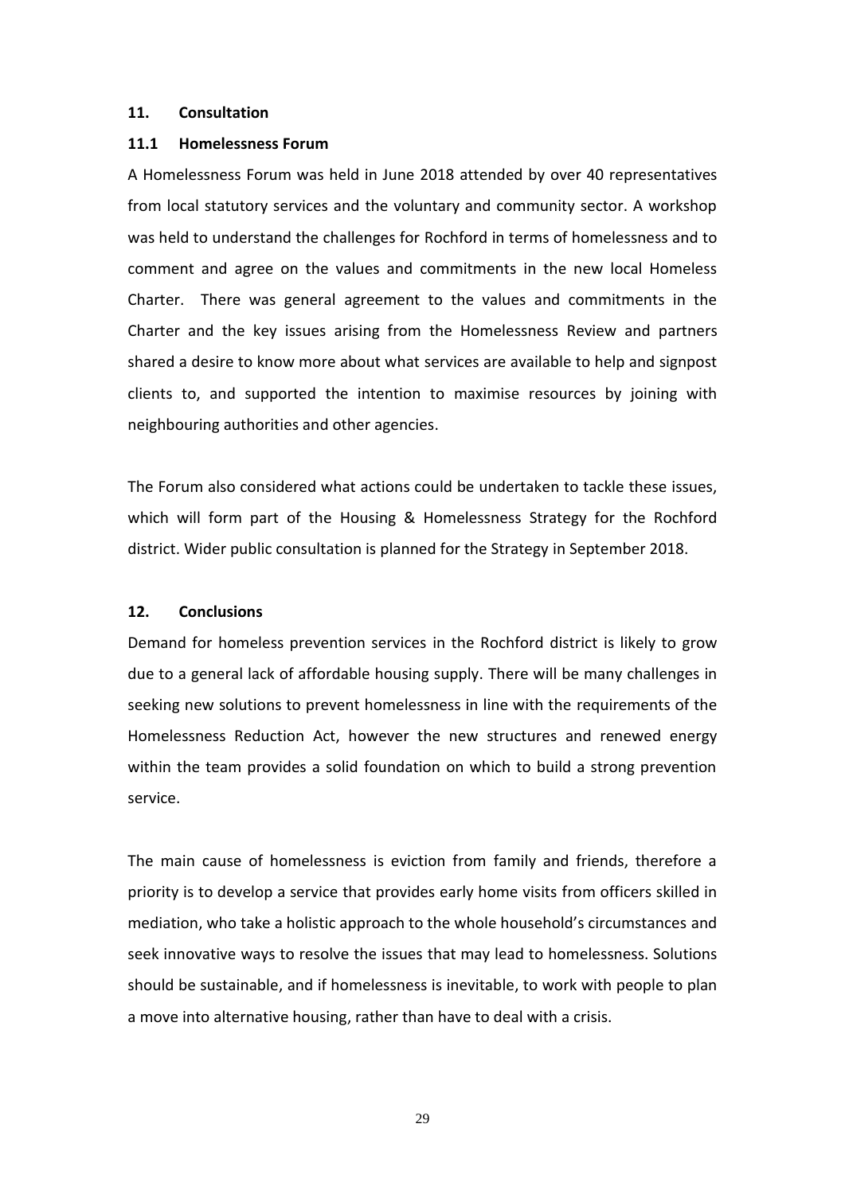## 11. Consultation

### 11.1 Homelessness Forum

A Homelessness Forum was held in June 2018 attended by over 40 representatives from local statutory services and the voluntary and community sector. A workshop was held to understand the challenges for Rochford in terms of homelessness and to comment and agree on the values and commitments in the new local Homeless Charter. There was general agreement to the values and commitments in the Charter and the key issues arising from the Homelessness Review and partners shared a desire to know more about what services are available to help and signpost clients to, and supported the intention to maximise resources by joining with neighbouring authorities and other agencies.

The Forum also considered what actions could be undertaken to tackle these issues, which will form part of the Housing & Homelessness Strategy for the Rochford district. Wider public consultation is planned for the Strategy in September 2018.

## 12. Conclusions

Demand for homeless prevention services in the Rochford district is likely to grow due to a general lack of affordable housing supply. There will be many challenges in seeking new solutions to prevent homelessness in line with the requirements of the Homelessness Reduction Act, however the new structures and renewed energy within the team provides a solid foundation on which to build a strong prevention service.

The main cause of homelessness is eviction from family and friends, therefore a priority is to develop a service that provides early home visits from officers skilled in mediation, who take a holistic approach to the whole household's circumstances and seek innovative ways to resolve the issues that may lead to homelessness. Solutions should be sustainable, and if homelessness is inevitable, to work with people to plan a move into alternative housing, rather than have to deal with a crisis.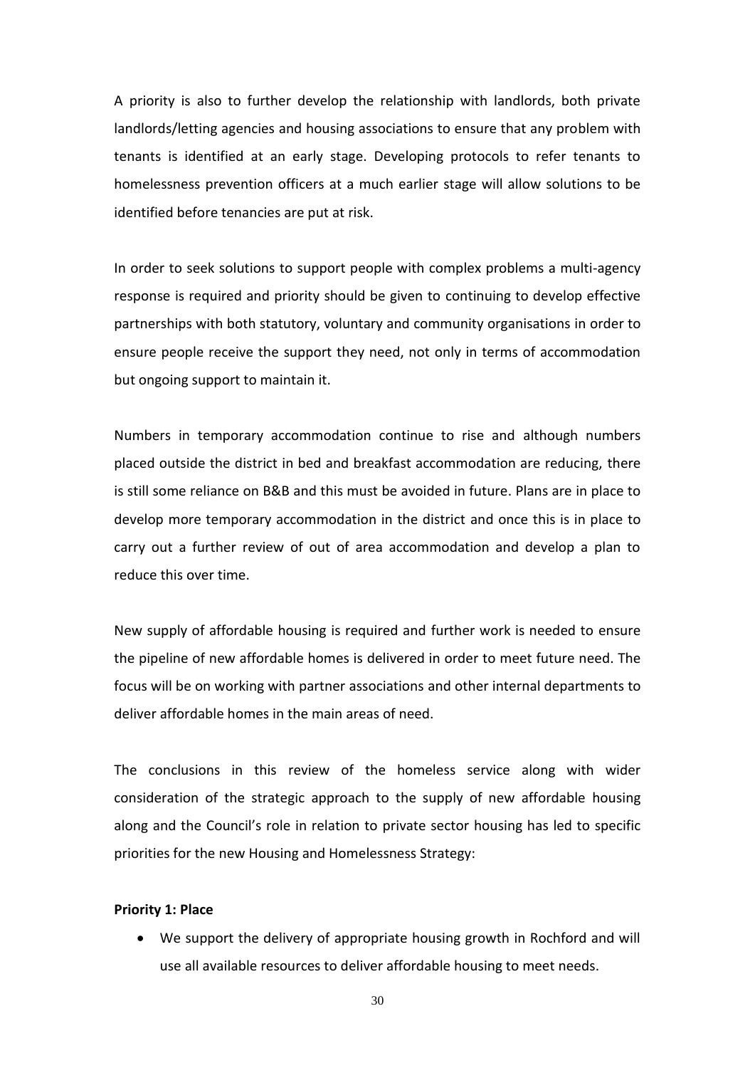A priority is also to further develop the relationship with landlords, both private landlords/letting agencies and housing associations to ensure that any problem with tenants is identified at an early stage. Developing protocols to refer tenants to homelessness prevention officers at a much earlier stage will allow solutions to be identified before tenancies are put at risk.

In order to seek solutions to support people with complex problems a multi-agency response is required and priority should be given to continuing to develop effective partnerships with both statutory, voluntary and community organisations in order to ensure people receive the support they need, not only in terms of accommodation but ongoing support to maintain it.

Numbers in temporary accommodation continue to rise and although numbers placed outside the district in bed and breakfast accommodation are reducing, there is still some reliance on B&B and this must be avoided in future. Plans are in place to develop more temporary accommodation in the district and once this is in place to carry out a further review of out of area accommodation and develop a plan to reduce this over time.

New supply of affordable housing is required and further work is needed to ensure the pipeline of new affordable homes is delivered in order to meet future need. The focus will be on working with partner associations and other internal departments to deliver affordable homes in the main areas of need.

The conclusions in this review of the homeless service along with wider consideration of the strategic approach to the supply of new affordable housing along and the Council's role in relation to private sector housing has led to specific priorities for the new Housing and Homelessness Strategy:

**Priority 1: Place**

- We support the delivery of appropriate housing growth in Rochford and will use all available resources to deliver affordable housing to meet needs.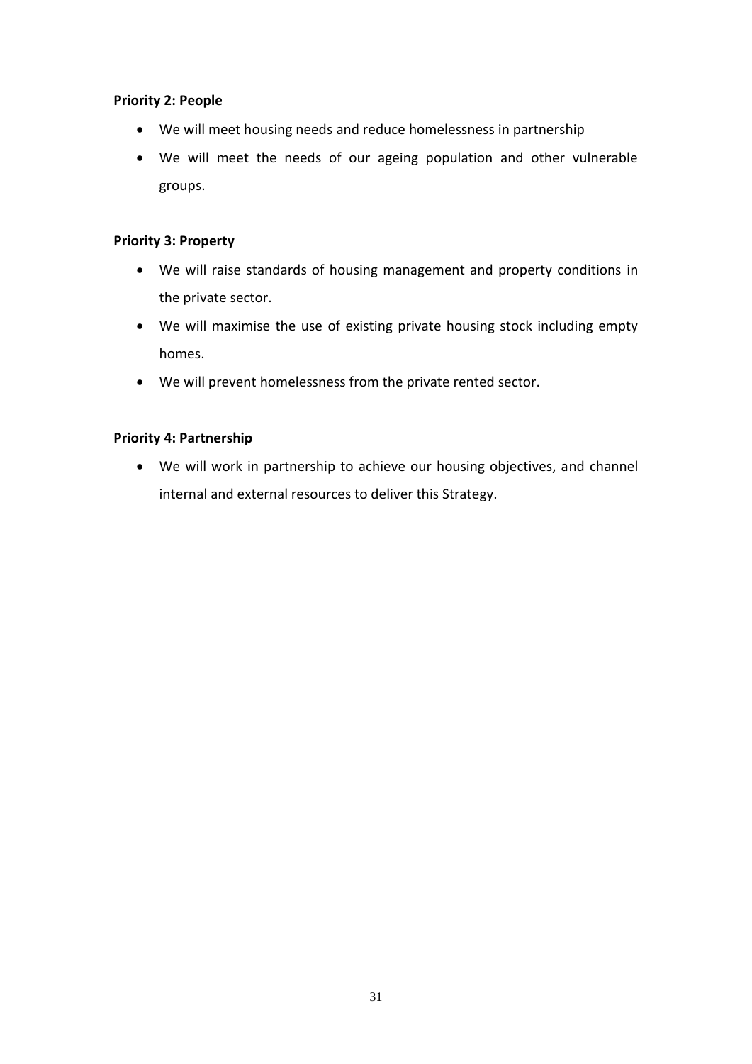**Priority 2: People**

- We will meet housing needs and reduce homelessness in partnership
- We will meet the needs of our ageing population and other vulnerable groups.

**Priority 3: Property**

- We will raise standards of housing management and property conditions in the private sector.
- We will maximise the use of existing private housing stock including empty homes.
- We will prevent homelessness from the private rented sector.

**Priority 4: Partnership**

- We will work in partnership to achieve our housing objectives, and channel internal and external resources to deliver this Strategy.